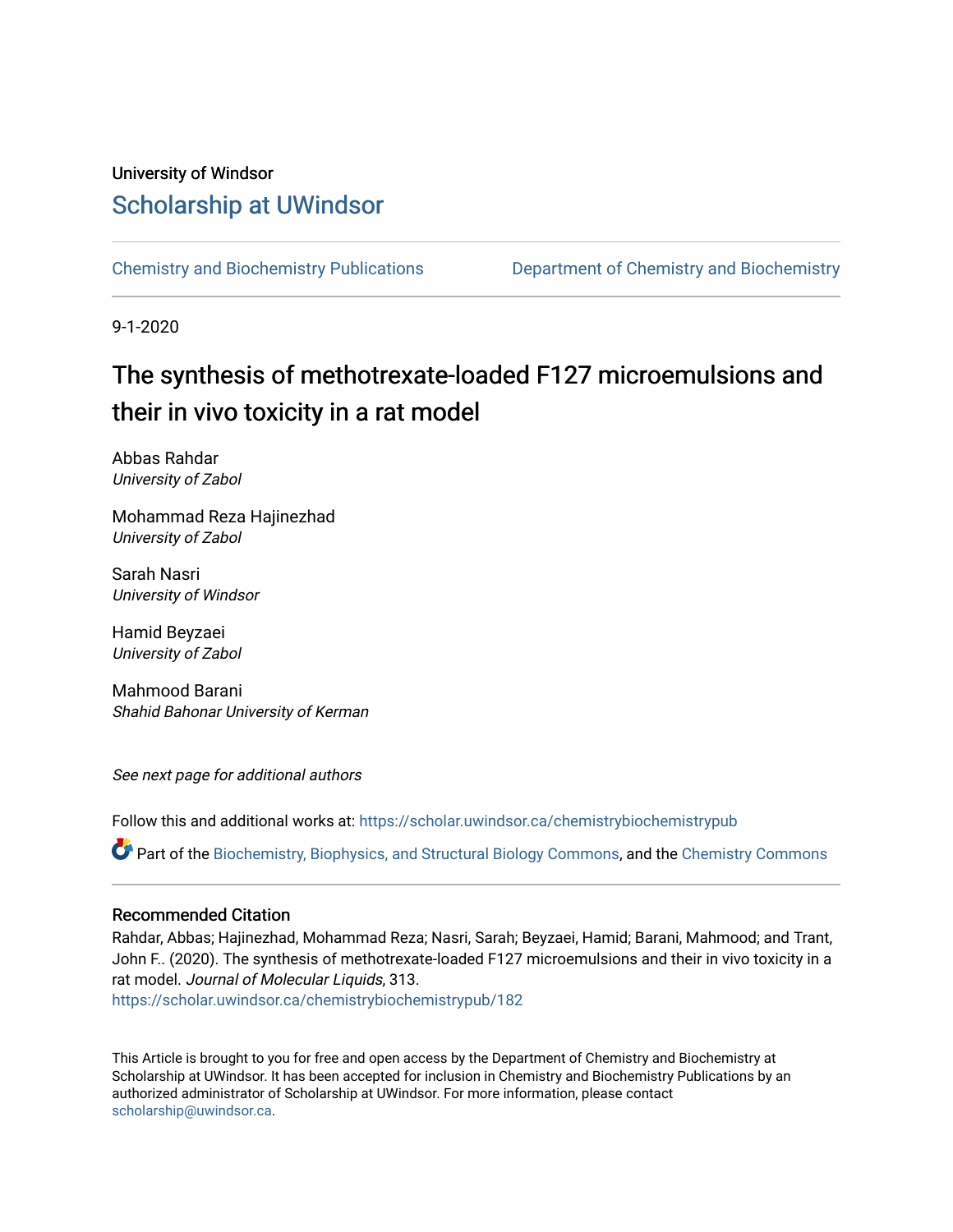University of Windsor

# Scholarship at UWindsor

Chemistry and Biochemistry Publications | Department of Chemistry and Biochemistry

9-1-2020

## The synthesis of methotrexate-loaded F127 microemulsions and their in vivo toxicity in a rat model

Abbas Rahdar
*University of Zabol*

Mohammad Reza Hajinezhad
*University of Zabol*

Sarah Nasri
*University of Windsor*

Hamid Beyzaei
*University of Zabol*

Mahmood Barani
*Shahid Bahonar University of Kerman*

*See next page for additional authors*

Follow this and additional works at: https://scholar.uwindsor.ca/chemistrybiochemistrypub

Part of the Biochemistry, Biophysics, and Structural Biology Commons, and the Chemistry Commons

### Recommended Citation

Rahdar, Abbas; Hajinezhad, Mohammad Reza; Nasri, Sarah; Beyzaei, Hamid; Barani, Mahmood; and Trant, John F.. (2020). The synthesis of methotrexate-loaded F127 microemulsions and their in vivo toxicity in a rat model. *Journal of Molecular Liquids*, 313.
https://scholar.uwindsor.ca/chemistrybiochemistrypub/182

This Article is brought to you for free and open access by the Department of Chemistry and Biochemistry at Scholarship at UWindsor. It has been accepted for inclusion in Chemistry and Biochemistry Publications by an authorized administrator of Scholarship at UWindsor. For more information, please contact scholarship@uwindsor.ca.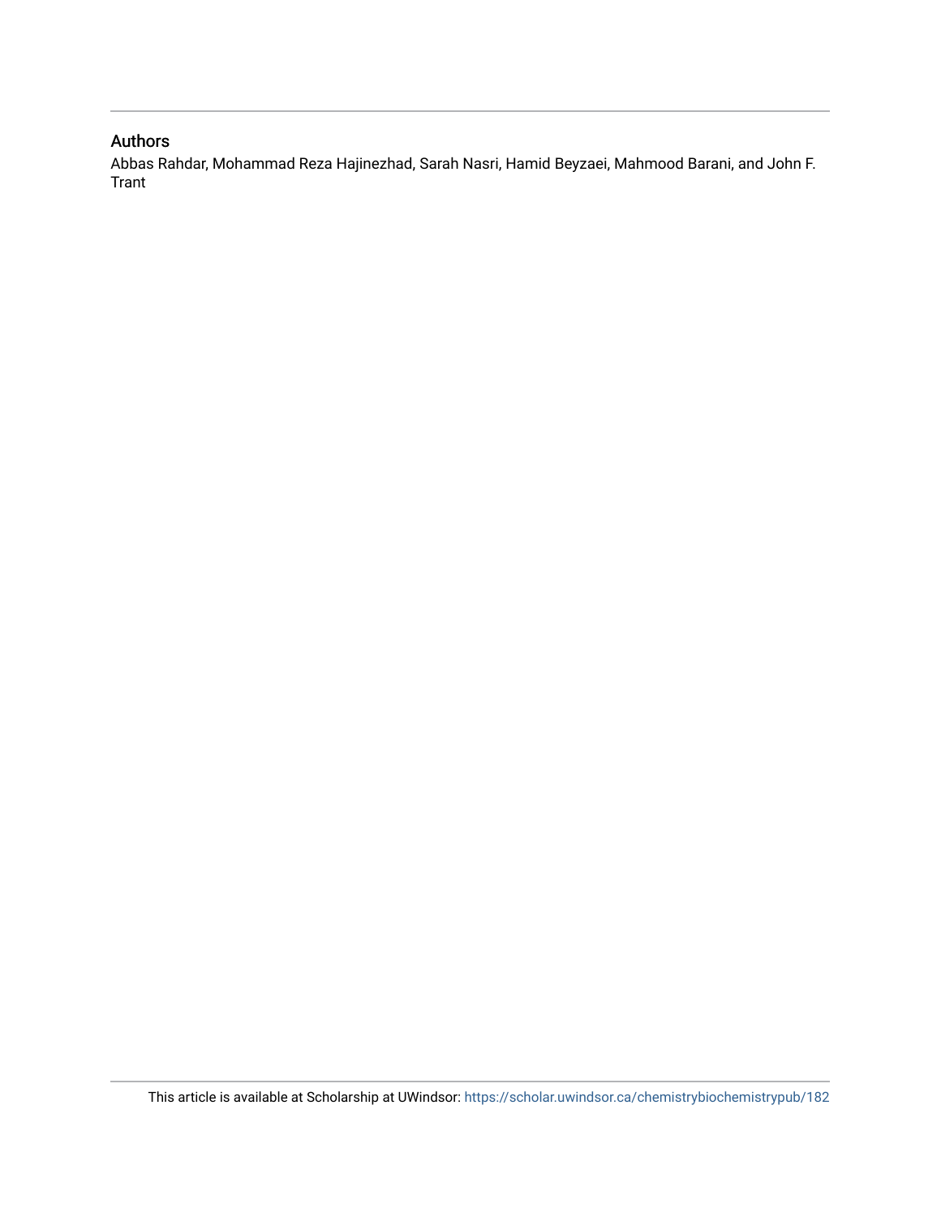## Authors

Abbas Rahdar, Mohammad Reza Hajinezhad, Sarah Nasri, Hamid Beyzaei, Mahmood Barani, and John F. Trant

This article is available at Scholarship at UWindsor: https://scholar.uwindsor.ca/chemistrybiochemistrypub/182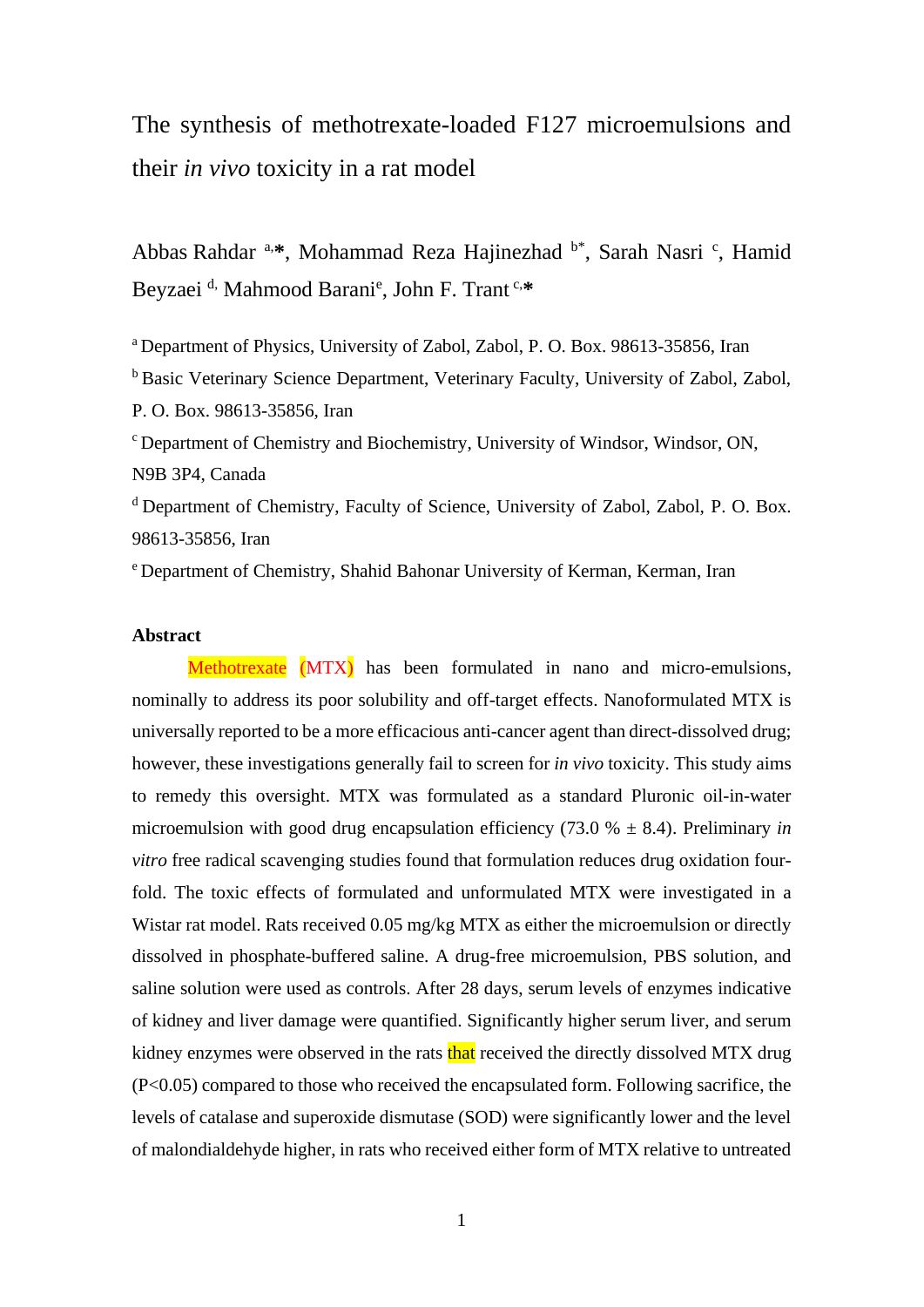# The synthesis of methotrexate-loaded F127 microemulsions and their *in vivo* toxicity in a rat model

Abbas Rahdar [a,*], Mohammad Reza Hajinezhad [b*], Sarah Nasri [c], Hamid Beyzaei [d], Mahmood Barani[e], John F. Trant [c,*]

[a] Department of Physics, University of Zabol, Zabol, P. O. Box. 98613-35856, Iran

[b] Basic Veterinary Science Department, Veterinary Faculty, University of Zabol, Zabol, P. O. Box. 98613-35856, Iran

[c] Department of Chemistry and Biochemistry, University of Windsor, Windsor, ON, N9B 3P4, Canada

[d] Department of Chemistry, Faculty of Science, University of Zabol, Zabol, P. O. Box. 98613-35856, Iran

[e] Department of Chemistry, Shahid Bahonar University of Kerman, Kerman, Iran

**Abstract**

Methotrexate (MTX) has been formulated in nano and micro-emulsions, nominally to address its poor solubility and off-target effects. Nanoformulated MTX is universally reported to be a more efficacious anti-cancer agent than direct-dissolved drug; however, these investigations generally fail to screen for *in vivo* toxicity. This study aims to remedy this oversight. MTX was formulated as a standard Pluronic oil-in-water microemulsion with good drug encapsulation efficiency (73.0 % ± 8.4). Preliminary *in vitro* free radical scavenging studies found that formulation reduces drug oxidation four-fold. The toxic effects of formulated and unformulated MTX were investigated in a Wistar rat model. Rats received 0.05 mg/kg MTX as either the microemulsion or directly dissolved in phosphate-buffered saline. A drug-free microemulsion, PBS solution, and saline solution were used as controls. After 28 days, serum levels of enzymes indicative of kidney and liver damage were quantified. Significantly higher serum liver, and serum kidney enzymes were observed in the rats that received the directly dissolved MTX drug ($P<0.05$) compared to those who received the encapsulated form. Following sacrifice, the levels of catalase and superoxide dismutase (SOD) were significantly lower and the level of malondialdehyde higher, in rats who received either form of MTX relative to untreated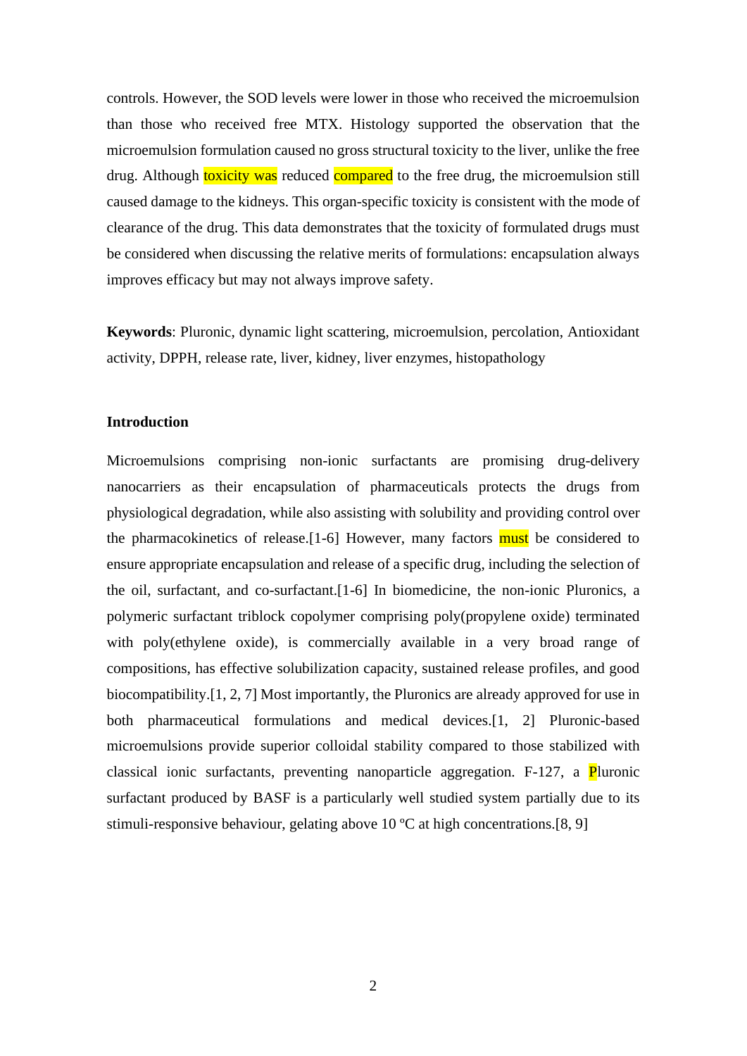controls. However, the SOD levels were lower in those who received the microemulsion than those who received free MTX. Histology supported the observation that the microemulsion formulation caused no gross structural toxicity to the liver, unlike the free drug. Although toxicity was reduced compared to the free drug, the microemulsion still caused damage to the kidneys. This organ-specific toxicity is consistent with the mode of clearance of the drug. This data demonstrates that the toxicity of formulated drugs must be considered when discussing the relative merits of formulations: encapsulation always improves efficacy but may not always improve safety.

**Keywords**: Pluronic, dynamic light scattering, microemulsion, percolation, Antioxidant activity, DPPH, release rate, liver, kidney, liver enzymes, histopathology

### Introduction

Microemulsions comprising non-ionic surfactants are promising drug-delivery nanocarriers as their encapsulation of pharmaceuticals protects the drugs from physiological degradation, while also assisting with solubility and providing control over the pharmacokinetics of release.[1-6] However, many factors must be considered to ensure appropriate encapsulation and release of a specific drug, including the selection of the oil, surfactant, and co-surfactant.[1-6] In biomedicine, the non-ionic Pluronics, a polymeric surfactant triblock copolymer comprising poly(propylene oxide) terminated with poly(ethylene oxide), is commercially available in a very broad range of compositions, has effective solubilization capacity, sustained release profiles, and good biocompatibility.[1, 2, 7] Most importantly, the Pluronics are already approved for use in both pharmaceutical formulations and medical devices.[1, 2] Pluronic-based microemulsions provide superior colloidal stability compared to those stabilized with classical ionic surfactants, preventing nanoparticle aggregation. F-127, a Pluronic surfactant produced by BASF is a particularly well studied system partially due to its stimuli-responsive behaviour, gelating above 10 ºC at high concentrations.[8, 9]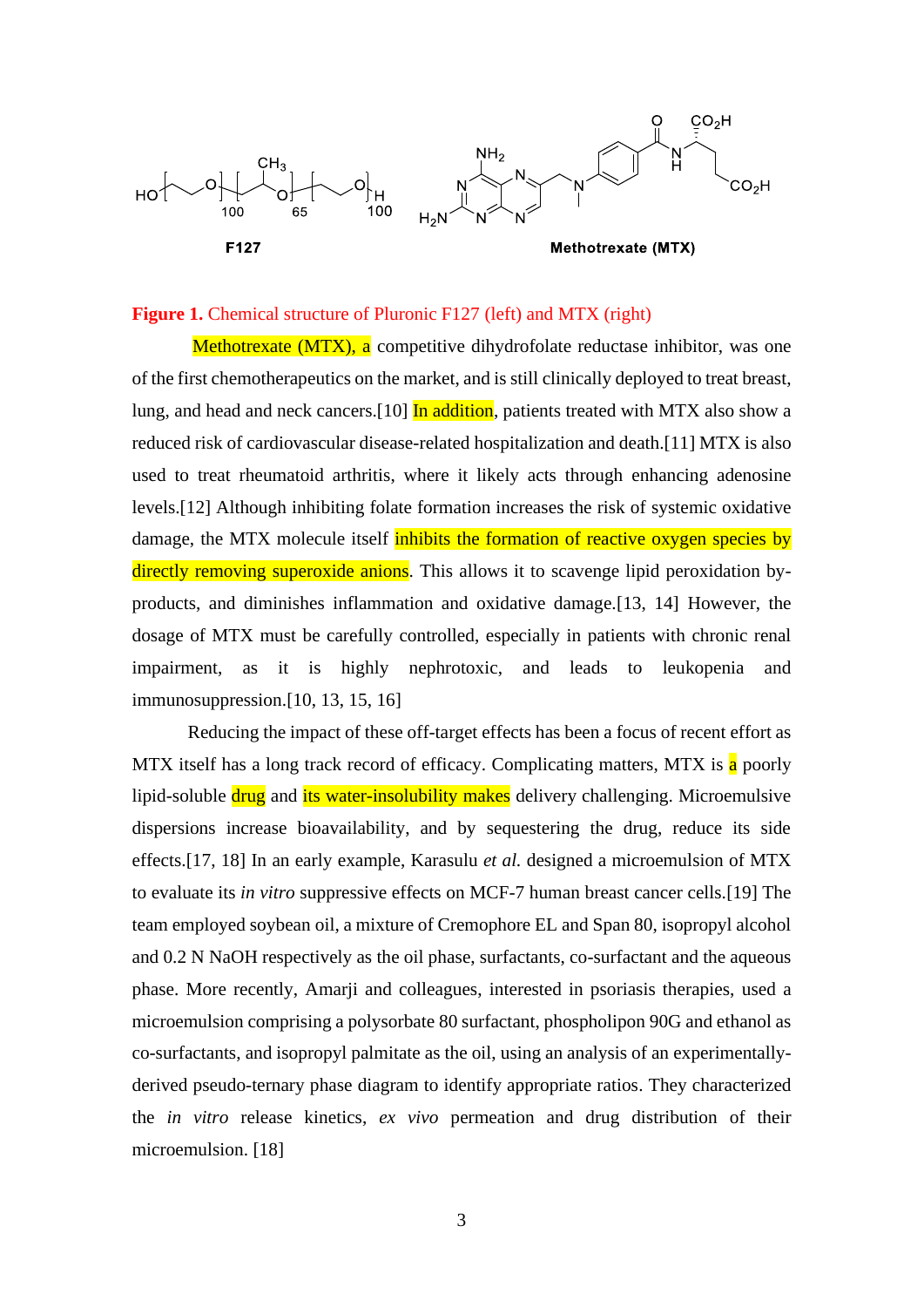**Figure 1.** Chemical structure of Pluronic F127 (left) and MTX (right)

Methotrexate (MTX), a competitive dihydrofolate reductase inhibitor, was one of the first chemotherapeutics on the market, and is still clinically deployed to treat breast, lung, and head and neck cancers.[10] In addition, patients treated with MTX also show a reduced risk of cardiovascular disease-related hospitalization and death.[11] MTX is also used to treat rheumatoid arthritis, where it likely acts through enhancing adenosine levels.[12] Although inhibiting folate formation increases the risk of systemic oxidative damage, the MTX molecule itself inhibits the formation of reactive oxygen species by directly removing superoxide anions. This allows it to scavenge lipid peroxidation by-products, and diminishes inflammation and oxidative damage.[13, 14] However, the dosage of MTX must be carefully controlled, especially in patients with chronic renal impairment, as it is highly nephrotoxic, and leads to leukopenia and immunosuppression.[10, 13, 15, 16]

Reducing the impact of these off-target effects has been a focus of recent effort as MTX itself has a long track record of efficacy. Complicating matters, MTX is a poorly lipid-soluble drug and its water-insolubility makes delivery challenging. Microemulsive dispersions increase bioavailability, and by sequestering the drug, reduce its side effects.[17, 18] In an early example, Karasulu *et al.* designed a microemulsion of MTX to evaluate its *in vitro* suppressive effects on MCF-7 human breast cancer cells.[19] The team employed soybean oil, a mixture of Cremophore EL and Span 80, isopropyl alcohol and 0.2 N NaOH respectively as the oil phase, surfactants, co-surfactant and the aqueous phase. More recently, Amarji and colleagues, interested in psoriasis therapies, used a microemulsion comprising a polysorbate 80 surfactant, phospholipon 90G and ethanol as co-surfactants, and isopropyl palmitate as the oil, using an analysis of an experimentally-derived pseudo-ternary phase diagram to identify appropriate ratios. They characterized the *in vitro* release kinetics, *ex vivo* permeation and drug distribution of their microemulsion. [18]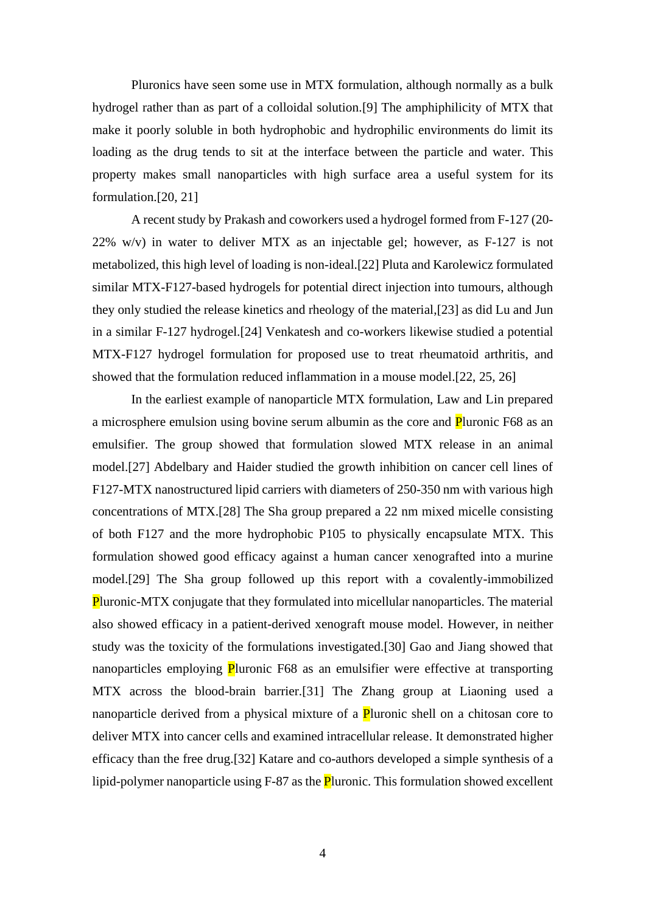Pluronics have seen some use in MTX formulation, although normally as a bulk hydrogel rather than as part of a colloidal solution.[9] The amphiphilicity of MTX that make it poorly soluble in both hydrophobic and hydrophilic environments do limit its loading as the drug tends to sit at the interface between the particle and water. This property makes small nanoparticles with high surface area a useful system for its formulation.[20, 21]

A recent study by Prakash and coworkers used a hydrogel formed from F-127 (20-22% w/v) in water to deliver MTX as an injectable gel; however, as F-127 is not metabolized, this high level of loading is non-ideal.[22] Pluta and Karolewicz formulated similar MTX-F127-based hydrogels for potential direct injection into tumours, although they only studied the release kinetics and rheology of the material,[23] as did Lu and Jun in a similar F-127 hydrogel.[24] Venkatesh and co-workers likewise studied a potential MTX-F127 hydrogel formulation for proposed use to treat rheumatoid arthritis, and showed that the formulation reduced inflammation in a mouse model.[22, 25, 26]

In the earliest example of nanoparticle MTX formulation, Law and Lin prepared a microsphere emulsion using bovine serum albumin as the core and Pluronic F68 as an emulsifier. The group showed that formulation slowed MTX release in an animal model.[27] Abdelbary and Haider studied the growth inhibition on cancer cell lines of F127-MTX nanostructured lipid carriers with diameters of 250-350 nm with various high concentrations of MTX.[28] The Sha group prepared a 22 nm mixed micelle consisting of both F127 and the more hydrophobic P105 to physically encapsulate MTX. This formulation showed good efficacy against a human cancer xenografted into a murine model.[29] The Sha group followed up this report with a covalently-immobilized Pluronic-MTX conjugate that they formulated into micellular nanoparticles. The material also showed efficacy in a patient-derived xenograft mouse model. However, in neither study was the toxicity of the formulations investigated.[30] Gao and Jiang showed that nanoparticles employing Pluronic F68 as an emulsifier were effective at transporting MTX across the blood-brain barrier.[31] The Zhang group at Liaoning used a nanoparticle derived from a physical mixture of a Pluronic shell on a chitosan core to deliver MTX into cancer cells and examined intracellular release. It demonstrated higher efficacy than the free drug.[32] Katare and co-authors developed a simple synthesis of a lipid-polymer nanoparticle using F-87 as the Pluronic. This formulation showed excellent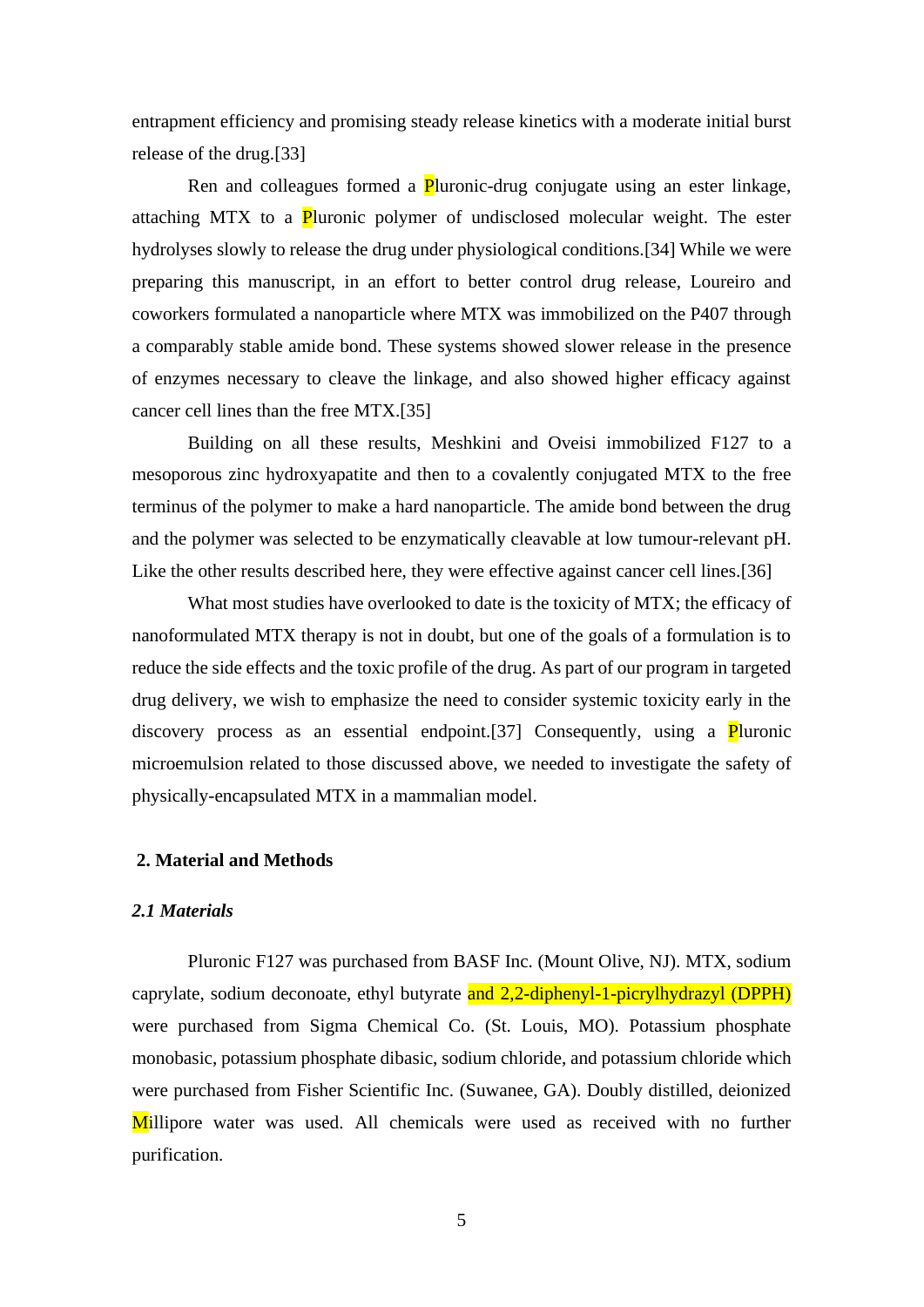entrapment efficiency and promising steady release kinetics with a moderate initial burst release of the drug.[33]

Ren and colleagues formed a Pluronic-drug conjugate using an ester linkage, attaching MTX to a Pluronic polymer of undisclosed molecular weight. The ester hydrolyses slowly to release the drug under physiological conditions.[34] While we were preparing this manuscript, in an effort to better control drug release, Loureiro and coworkers formulated a nanoparticle where MTX was immobilized on the P407 through a comparably stable amide bond. These systems showed slower release in the presence of enzymes necessary to cleave the linkage, and also showed higher efficacy against cancer cell lines than the free MTX.[35]

Building on all these results, Meshkini and Oveisi immobilized F127 to a mesoporous zinc hydroxyapatite and then to a covalently conjugated MTX to the free terminus of the polymer to make a hard nanoparticle. The amide bond between the drug and the polymer was selected to be enzymatically cleavable at low tumour-relevant pH. Like the other results described here, they were effective against cancer cell lines.[36]

What most studies have overlooked to date is the toxicity of MTX; the efficacy of nanoformulated MTX therapy is not in doubt, but one of the goals of a formulation is to reduce the side effects and the toxic profile of the drug. As part of our program in targeted drug delivery, we wish to emphasize the need to consider systemic toxicity early in the discovery process as an essential endpoint.[37] Consequently, using a Pluronic microemulsion related to those discussed above, we needed to investigate the safety of physically-encapsulated MTX in a mammalian model.

## 2. Material and Methods

### *2.1 Materials*

Pluronic F127 was purchased from BASF Inc. (Mount Olive, NJ). MTX, sodium caprylate, sodium deconoate, ethyl butyrate and 2,2-diphenyl-1-picrylhydrazyl (DPPH) were purchased from Sigma Chemical Co. (St. Louis, MO). Potassium phosphate monobasic, potassium phosphate dibasic, sodium chloride, and potassium chloride which were purchased from Fisher Scientific Inc. (Suwanee, GA). Doubly distilled, deionized Millipore water was used. All chemicals were used as received with no further purification.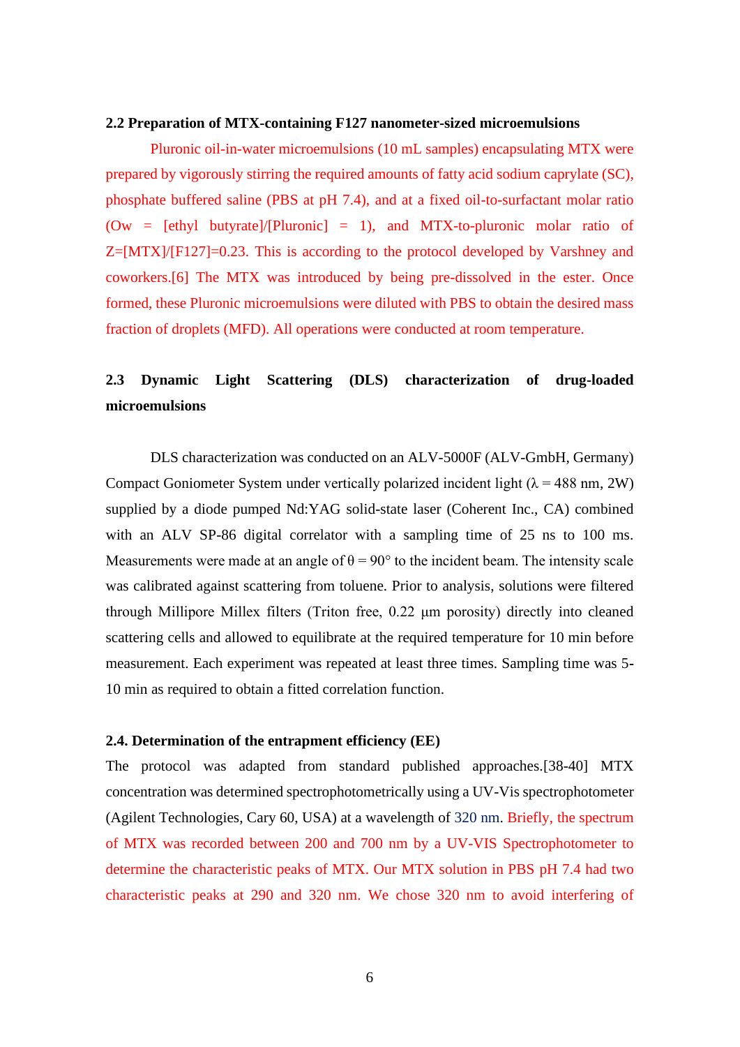### 2.2 Preparation of MTX-containing F127 nanometer-sized microemulsions

Pluronic oil-in-water microemulsions (10 mL samples) encapsulating MTX were prepared by vigorously stirring the required amounts of fatty acid sodium caprylate (SC), phosphate buffered saline (PBS at pH 7.4), and at a fixed oil-to-surfactant molar ratio (Ow = [ethyl butyrate]/[Pluronic] = 1), and MTX-to-pluronic molar ratio of Z=[MTX]/[F127]=0.23. This is according to the protocol developed by Varshney and coworkers.[6] The MTX was introduced by being pre-dissolved in the ester. Once formed, these Pluronic microemulsions were diluted with PBS to obtain the desired mass fraction of droplets (MFD). All operations were conducted at room temperature.

### 2.3 Dynamic Light Scattering (DLS) characterization of drug-loaded microemulsions

DLS characterization was conducted on an ALV-5000F (ALV-GmbH, Germany) Compact Goniometer System under vertically polarized incident light ($\lambda$ = 488 nm, 2W) supplied by a diode pumped Nd:YAG solid-state laser (Coherent Inc., CA) combined with an ALV SP-86 digital correlator with a sampling time of 25 ns to 100 ms. Measurements were made at an angle of $\theta$ = 90° to the incident beam. The intensity scale was calibrated against scattering from toluene. Prior to analysis, solutions were filtered through Millipore Millex filters (Triton free, 0.22 μm porosity) directly into cleaned scattering cells and allowed to equilibrate at the required temperature for 10 min before measurement. Each experiment was repeated at least three times. Sampling time was 5-10 min as required to obtain a fitted correlation function.

### 2.4. Determination of the entrapment efficiency (EE)

The protocol was adapted from standard published approaches.[38-40] MTX concentration was determined spectrophotometrically using a UV-Vis spectrophotometer (Agilent Technologies, Cary 60, USA) at a wavelength of 320 nm. Briefly, the spectrum of MTX was recorded between 200 and 700 nm by a UV-VIS Spectrophotometer to determine the characteristic peaks of MTX. Our MTX solution in PBS pH 7.4 had two characteristic peaks at 290 and 320 nm. We chose 320 nm to avoid interfering of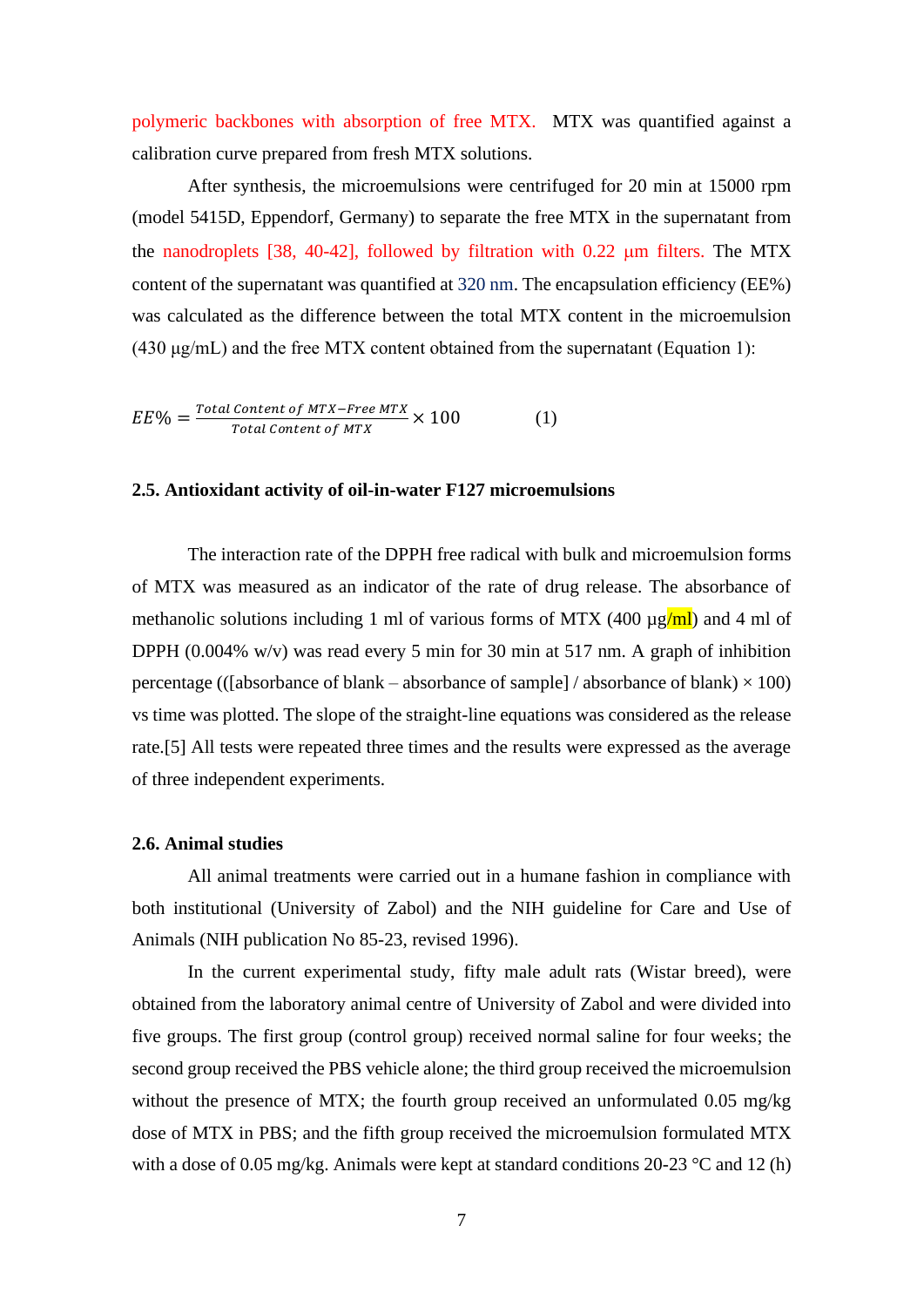polymeric backbones with absorption of free MTX. MTX was quantified against a calibration curve prepared from fresh MTX solutions.

After synthesis, the microemulsions were centrifuged for 20 min at 15000 rpm (model 5415D, Eppendorf, Germany) to separate the free MTX in the supernatant from the nanodroplets [38, 40-42], followed by filtration with 0.22 μm filters. The MTX content of the supernatant was quantified at 320 nm. The encapsulation efficiency (EE%) was calculated as the difference between the total MTX content in the microemulsion (430 μg/mL) and the free MTX content obtained from the supernatant (Equation 1):

$$EE\% = \frac{Total\ Content\ of\ MTX - Free\ MTX}{Total\ Content\ of\ MTX} \times 100 \qquad (1)$$

### 2.5. Antioxidant activity of oil-in-water F127 microemulsions

The interaction rate of the DPPH free radical with bulk and microemulsion forms of MTX was measured as an indicator of the rate of drug release. The absorbance of methanolic solutions including 1 ml of various forms of MTX (400 μg/ml) and 4 ml of DPPH (0.004% w/v) was read every 5 min for 30 min at 517 nm. A graph of inhibition percentage (([absorbance of blank – absorbance of sample] / absorbance of blank) × 100) vs time was plotted. The slope of the straight-line equations was considered as the release rate.[5] All tests were repeated three times and the results were expressed as the average of three independent experiments.

### 2.6. Animal studies

All animal treatments were carried out in a humane fashion in compliance with both institutional (University of Zabol) and the NIH guideline for Care and Use of Animals (NIH publication No 85-23, revised 1996).

In the current experimental study, fifty male adult rats (Wistar breed), were obtained from the laboratory animal centre of University of Zabol and were divided into five groups. The first group (control group) received normal saline for four weeks; the second group received the PBS vehicle alone; the third group received the microemulsion without the presence of MTX; the fourth group received an unformulated 0.05 mg/kg dose of MTX in PBS; and the fifth group received the microemulsion formulated MTX with a dose of 0.05 mg/kg. Animals were kept at standard conditions 20-23 °C and 12 (h)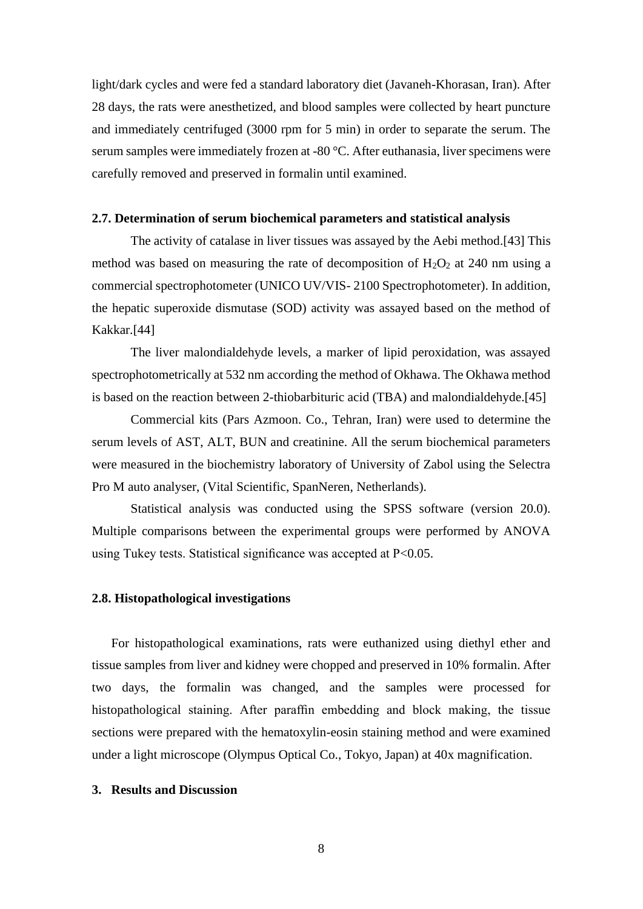light/dark cycles and were fed a standard laboratory diet (Javaneh-Khorasan, Iran). After 28 days, the rats were anesthetized, and blood samples were collected by heart puncture and immediately centrifuged (3000 rpm for 5 min) in order to separate the serum. The serum samples were immediately frozen at -80 °C. After euthanasia, liver specimens were carefully removed and preserved in formalin until examined.

### 2.7. Determination of serum biochemical parameters and statistical analysis

The activity of catalase in liver tissues was assayed by the Aebi method.[43] This method was based on measuring the rate of decomposition of $H_2O_2$ at 240 nm using a commercial spectrophotometer (UNICO UV/VIS- 2100 Spectrophotometer). In addition, the hepatic superoxide dismutase (SOD) activity was assayed based on the method of Kakkar.[44]

The liver malondialdehyde levels, a marker of lipid peroxidation, was assayed spectrophotometrically at 532 nm according the method of Okhawa. The Okhawa method is based on the reaction between 2-thiobarbituric acid (TBA) and malondialdehyde.[45]

Commercial kits (Pars Azmoon. Co., Tehran, Iran) were used to determine the serum levels of AST, ALT, BUN and creatinine. All the serum biochemical parameters were measured in the biochemistry laboratory of University of Zabol using the Selectra Pro M auto analyser, (Vital Scientific, SpanNeren, Netherlands).

Statistical analysis was conducted using the SPSS software (version 20.0). Multiple comparisons between the experimental groups were performed by ANOVA using Tukey tests. Statistical significance was accepted at $P<0.05$.

### 2.8. Histopathological investigations

For histopathological examinations, rats were euthanized using diethyl ether and tissue samples from liver and kidney were chopped and preserved in 10% formalin. After two days, the formalin was changed, and the samples were processed for histopathological staining. After paraffin embedding and block making, the tissue sections were prepared with the hematoxylin-eosin staining method and were examined under a light microscope (Olympus Optical Co., Tokyo, Japan) at 40x magnification.

## 3. Results and Discussion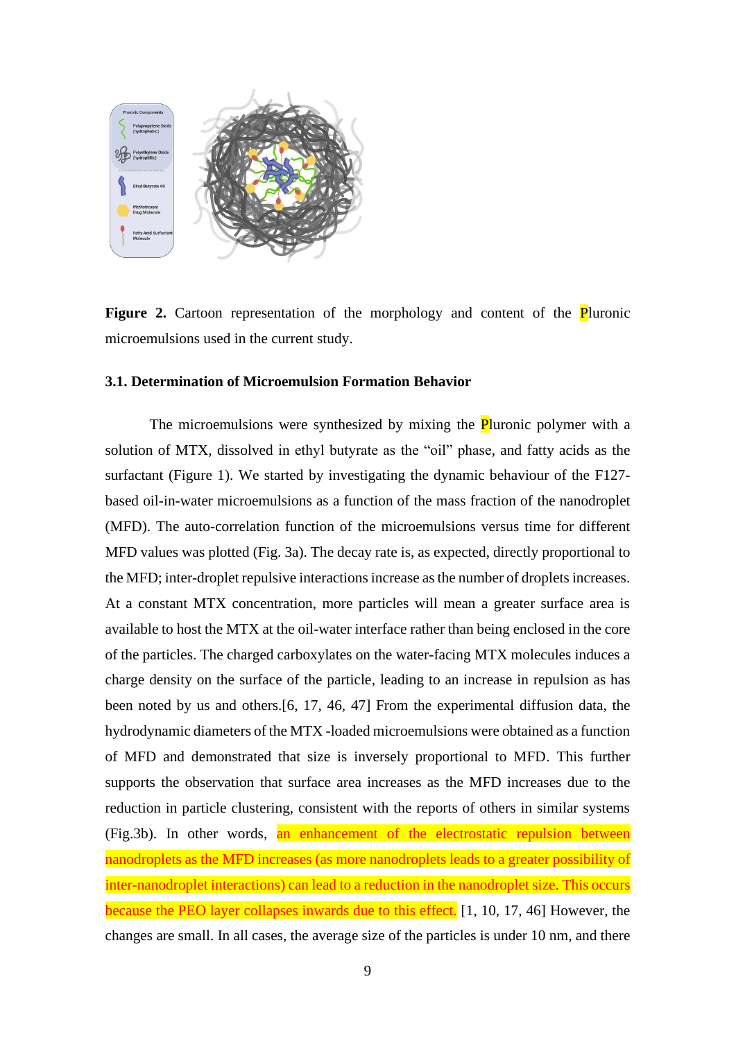**Figure 2.** Cartoon representation of the morphology and content of the Pluronic microemulsions used in the current study.

### 3.1. Determination of Microemulsion Formation Behavior

The microemulsions were synthesized by mixing the Pluronic polymer with a solution of MTX, dissolved in ethyl butyrate as the "oil" phase, and fatty acids as the surfactant (Figure 1). We started by investigating the dynamic behaviour of the F127-based oil-in-water microemulsions as a function of the mass fraction of the nanodroplet (MFD). The auto-correlation function of the microemulsions versus time for different MFD values was plotted (Fig. 3a). The decay rate is, as expected, directly proportional to the MFD; inter-droplet repulsive interactions increase as the number of droplets increases. At a constant MTX concentration, more particles will mean a greater surface area is available to host the MTX at the oil-water interface rather than being enclosed in the core of the particles. The charged carboxylates on the water-facing MTX molecules induces a charge density on the surface of the particle, leading to an increase in repulsion as has been noted by us and others.[6, 17, 46, 47] From the experimental diffusion data, the hydrodynamic diameters of the MTX -loaded microemulsions were obtained as a function of MFD and demonstrated that size is inversely proportional to MFD. This further supports the observation that surface area increases as the MFD increases due to the reduction in particle clustering, consistent with the reports of others in similar systems (Fig.3b). In other words, an enhancement of the electrostatic repulsion between nanodroplets as the MFD increases (as more nanodroplets leads to a greater possibility of inter-nanodroplet interactions) can lead to a reduction in the nanodroplet size. This occurs because the PEO layer collapses inwards due to this effect. [1, 10, 17, 46] However, the changes are small. In all cases, the average size of the particles is under 10 nm, and there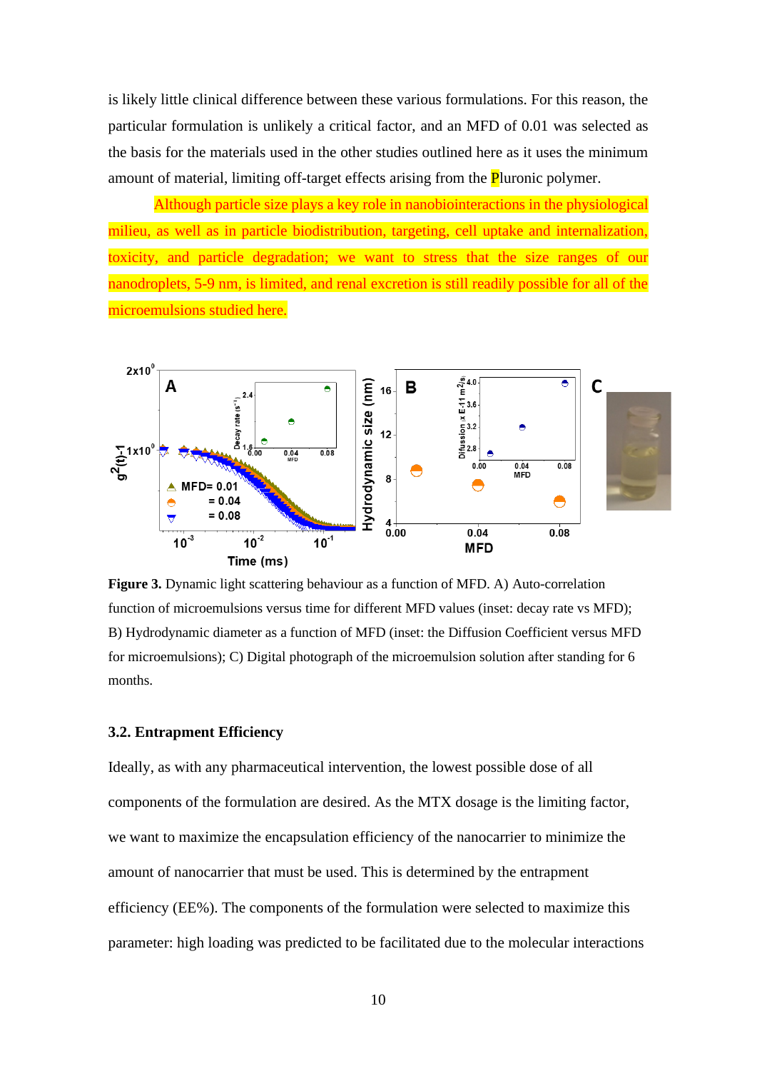is likely little clinical difference between these various formulations. For this reason, the particular formulation is unlikely a critical factor, and an MFD of 0.01 was selected as the basis for the materials used in the other studies outlined here as it uses the minimum amount of material, limiting off-target effects arising from the Pluronic polymer.

Although particle size plays a key role in nanobiointeractions in the physiological milieu, as well as in particle biodistribution, targeting, cell uptake and internalization, toxicity, and particle degradation; we want to stress that the size ranges of our nanodroplets, 5-9 nm, is limited, and renal excretion is still readily possible for all of the microemulsions studied here.

**Figure 3.** Dynamic light scattering behaviour as a function of MFD. A) Auto-correlation function of microemulsions versus time for different MFD values (inset: decay rate vs MFD); B) Hydrodynamic diameter as a function of MFD (inset: the Diffusion Coefficient versus MFD for microemulsions); C) Digital photograph of the microemulsion solution after standing for 6 months.

### 3.2. Entrapment Efficiency

Ideally, as with any pharmaceutical intervention, the lowest possible dose of all components of the formulation are desired. As the MTX dosage is the limiting factor, we want to maximize the encapsulation efficiency of the nanocarrier to minimize the amount of nanocarrier that must be used. This is determined by the entrapment efficiency (EE%). The components of the formulation were selected to maximize this parameter: high loading was predicted to be facilitated due to the molecular interactions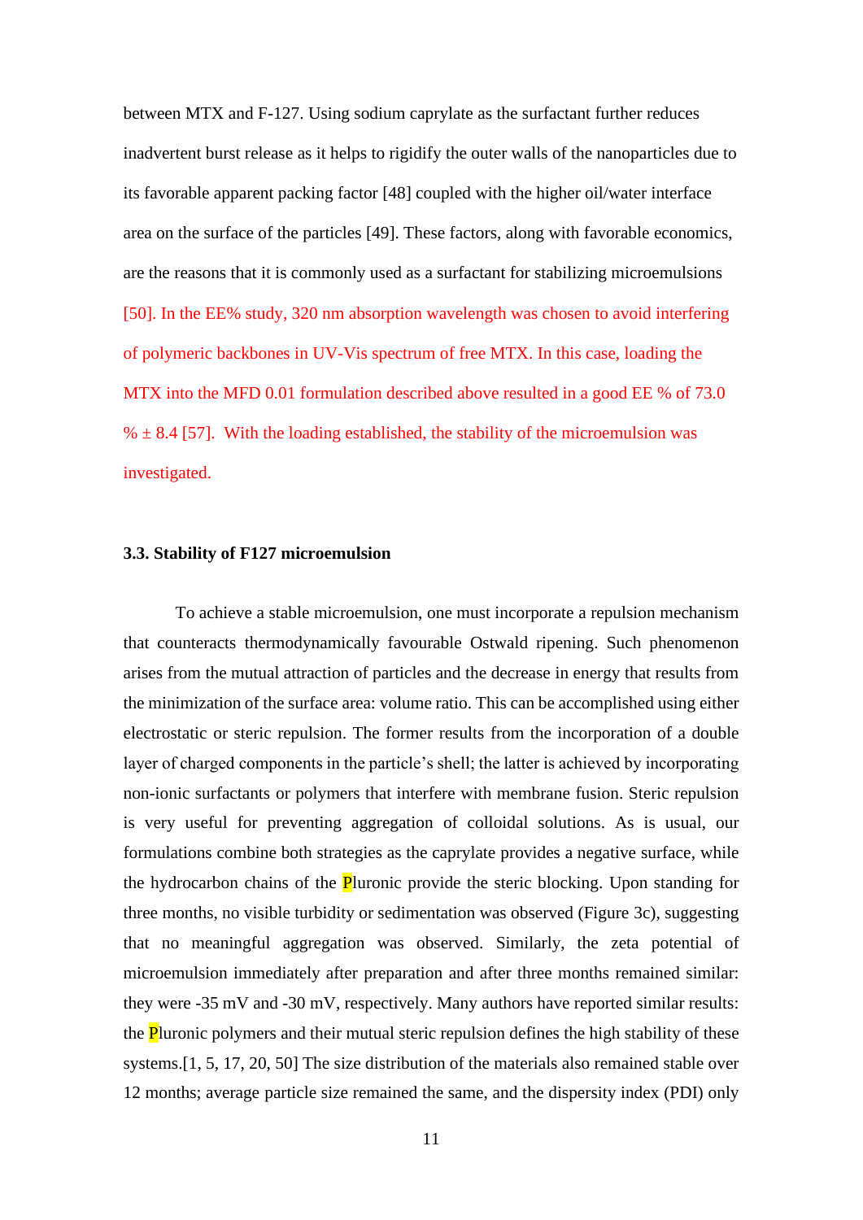between MTX and F-127. Using sodium caprylate as the surfactant further reduces inadvertent burst release as it helps to rigidify the outer walls of the nanoparticles due to its favorable apparent packing factor [48] coupled with the higher oil/water interface area on the surface of the particles [49]. These factors, along with favorable economics, are the reasons that it is commonly used as a surfactant for stabilizing microemulsions [50]. In the EE% study, 320 nm absorption wavelength was chosen to avoid interfering of polymeric backbones in UV-Vis spectrum of free MTX. In this case, loading the MTX into the MFD 0.01 formulation described above resulted in a good EE % of 73.0 % ± 8.4 [57]. With the loading established, the stability of the microemulsion was investigated.

### 3.3. Stability of F127 microemulsion

To achieve a stable microemulsion, one must incorporate a repulsion mechanism that counteracts thermodynamically favourable Ostwald ripening. Such phenomenon arises from the mutual attraction of particles and the decrease in energy that results from the minimization of the surface area: volume ratio. This can be accomplished using either electrostatic or steric repulsion. The former results from the incorporation of a double layer of charged components in the particle's shell; the latter is achieved by incorporating non-ionic surfactants or polymers that interfere with membrane fusion. Steric repulsion is very useful for preventing aggregation of colloidal solutions. As is usual, our formulations combine both strategies as the caprylate provides a negative surface, while the hydrocarbon chains of the Pluronic provide the steric blocking. Upon standing for three months, no visible turbidity or sedimentation was observed (Figure 3c), suggesting that no meaningful aggregation was observed. Similarly, the zeta potential of microemulsion immediately after preparation and after three months remained similar: they were -35 mV and -30 mV, respectively. Many authors have reported similar results: the Pluronic polymers and their mutual steric repulsion defines the high stability of these systems.[1, 5, 17, 20, 50] The size distribution of the materials also remained stable over 12 months; average particle size remained the same, and the dispersity index (PDI) only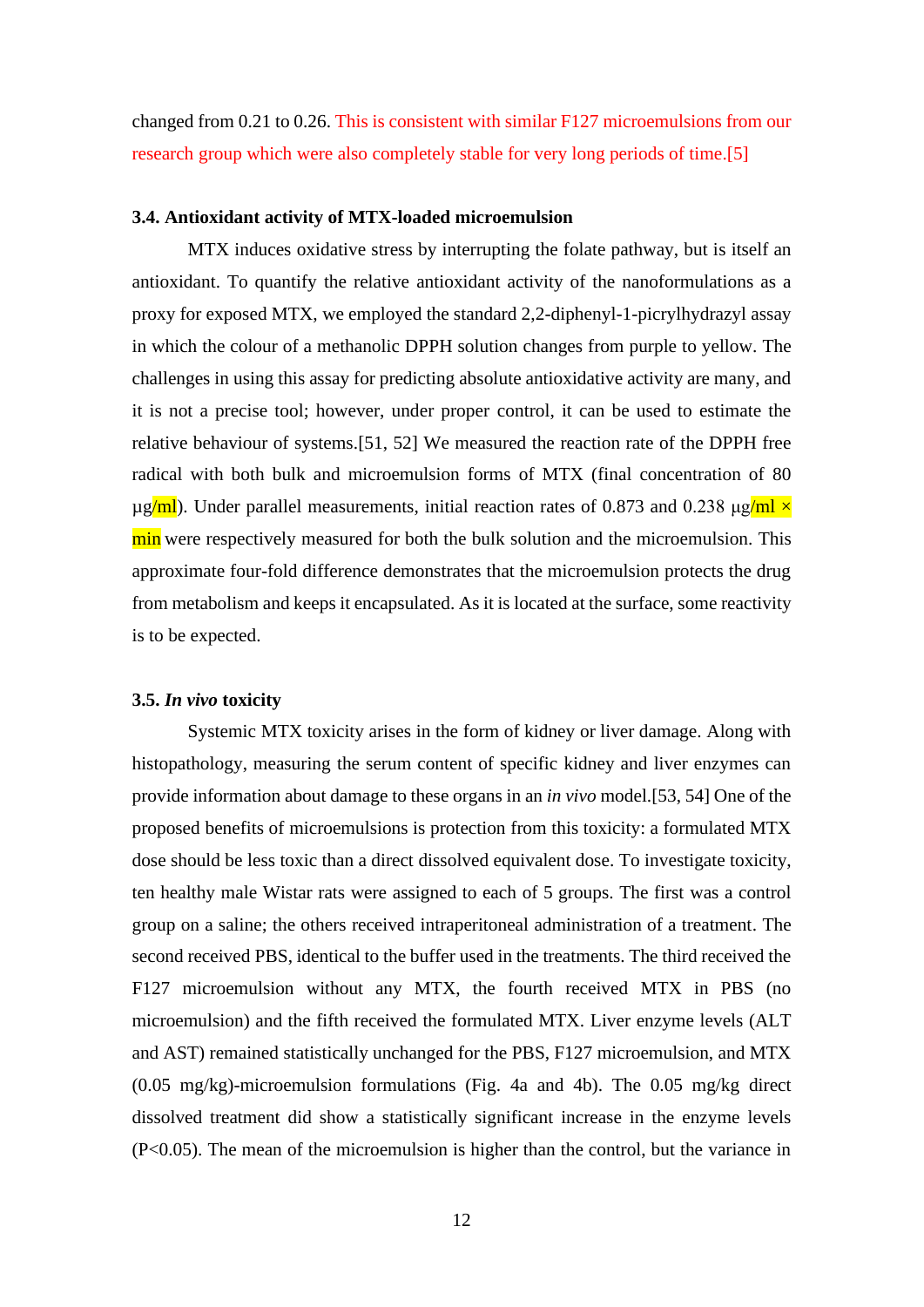changed from 0.21 to 0.26. This is consistent with similar F127 microemulsions from our research group which were also completely stable for very long periods of time.[5]

### 3.4. Antioxidant activity of MTX-loaded microemulsion

MTX induces oxidative stress by interrupting the folate pathway, but is itself an antioxidant. To quantify the relative antioxidant activity of the nanoformulations as a proxy for exposed MTX, we employed the standard 2,2-diphenyl-1-picrylhydrazyl assay in which the colour of a methanolic DPPH solution changes from purple to yellow. The challenges in using this assay for predicting absolute antioxidative activity are many, and it is not a precise tool; however, under proper control, it can be used to estimate the relative behaviour of systems.[51, 52] We measured the reaction rate of the DPPH free radical with both bulk and microemulsion forms of MTX (final concentration of 80 μg/ml). Under parallel measurements, initial reaction rates of 0.873 and 0.238 μg/ml × min were respectively measured for both the bulk solution and the microemulsion. This approximate four-fold difference demonstrates that the microemulsion protects the drug from metabolism and keeps it encapsulated. As it is located at the surface, some reactivity is to be expected.

### 3.5. *In vivo* toxicity

Systemic MTX toxicity arises in the form of kidney or liver damage. Along with histopathology, measuring the serum content of specific kidney and liver enzymes can provide information about damage to these organs in an *in vivo* model.[53, 54] One of the proposed benefits of microemulsions is protection from this toxicity: a formulated MTX dose should be less toxic than a direct dissolved equivalent dose. To investigate toxicity, ten healthy male Wistar rats were assigned to each of 5 groups. The first was a control group on a saline; the others received intraperitoneal administration of a treatment. The second received PBS, identical to the buffer used in the treatments. The third received the F127 microemulsion without any MTX, the fourth received MTX in PBS (no microemulsion) and the fifth received the formulated MTX. Liver enzyme levels (ALT and AST) remained statistically unchanged for the PBS, F127 microemulsion, and MTX (0.05 mg/kg)-microemulsion formulations (Fig. 4a and 4b). The 0.05 mg/kg direct dissolved treatment did show a statistically significant increase in the enzyme levels ($P<0.05$). The mean of the microemulsion is higher than the control, but the variance in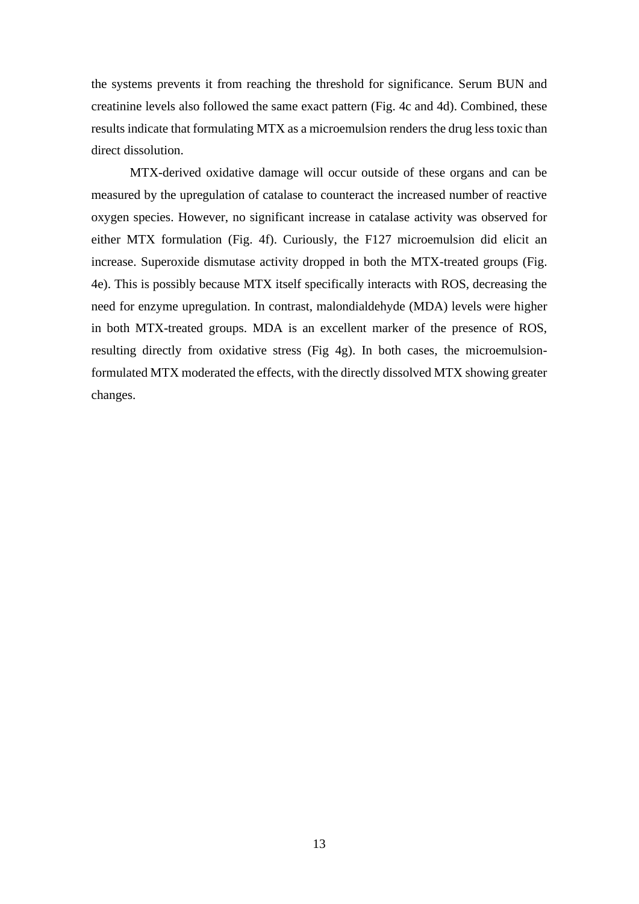the systems prevents it from reaching the threshold for significance. Serum BUN and creatinine levels also followed the same exact pattern (Fig. 4c and 4d). Combined, these results indicate that formulating MTX as a microemulsion renders the drug less toxic than direct dissolution.

MTX-derived oxidative damage will occur outside of these organs and can be measured by the upregulation of catalase to counteract the increased number of reactive oxygen species. However, no significant increase in catalase activity was observed for either MTX formulation (Fig. 4f). Curiously, the F127 microemulsion did elicit an increase. Superoxide dismutase activity dropped in both the MTX-treated groups (Fig. 4e). This is possibly because MTX itself specifically interacts with ROS, decreasing the need for enzyme upregulation. In contrast, malondialdehyde (MDA) levels were higher in both MTX-treated groups. MDA is an excellent marker of the presence of ROS, resulting directly from oxidative stress (Fig 4g). In both cases, the microemulsion-formulated MTX moderated the effects, with the directly dissolved MTX showing greater changes.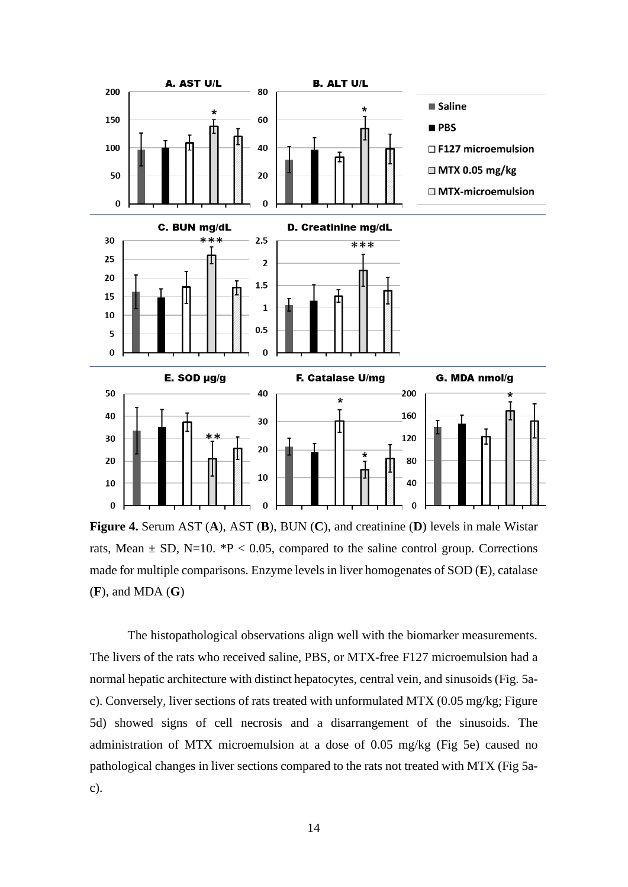**Figure 4.** Serum AST (**A**), AST (**B**), BUN (**C**), and creatinine (**D**) levels in male Wistar rats, Mean ± SD, N=10. *P < 0.05, compared to the saline control group. Corrections made for multiple comparisons. Enzyme levels in liver homogenates of SOD (**E**), catalase (**F**), and MDA (**G**)

The histopathological observations align well with the biomarker measurements. The livers of the rats who received saline, PBS, or MTX-free F127 microemulsion had a normal hepatic architecture with distinct hepatocytes, central vein, and sinusoids (Fig. 5a-c). Conversely, liver sections of rats treated with unformulated MTX (0.05 mg/kg; Figure 5d) showed signs of cell necrosis and a disarrangement of the sinusoids. The administration of MTX microemulsion at a dose of 0.05 mg/kg (Fig 5e) caused no pathological changes in liver sections compared to the rats not treated with MTX (Fig 5a-c).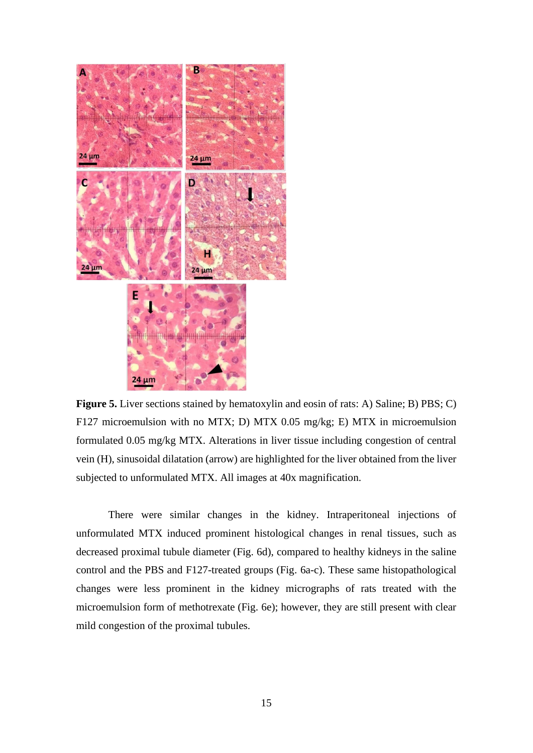**Figure 5.** Liver sections stained by hematoxylin and eosin of rats: A) Saline; B) PBS; C) F127 microemulsion with no MTX; D) MTX 0.05 mg/kg; E) MTX in microemulsion formulated 0.05 mg/kg MTX. Alterations in liver tissue including congestion of central vein (H), sinusoidal dilatation (arrow) are highlighted for the liver obtained from the liver subjected to unformulated MTX. All images at 40x magnification.

There were similar changes in the kidney. Intraperitoneal injections of unformulated MTX induced prominent histological changes in renal tissues, such as decreased proximal tubule diameter (Fig. 6d), compared to healthy kidneys in the saline control and the PBS and F127-treated groups (Fig. 6a-c). These same histopathological changes were less prominent in the kidney micrographs of rats treated with the microemulsion form of methotrexate (Fig. 6e); however, they are still present with clear mild congestion of the proximal tubules.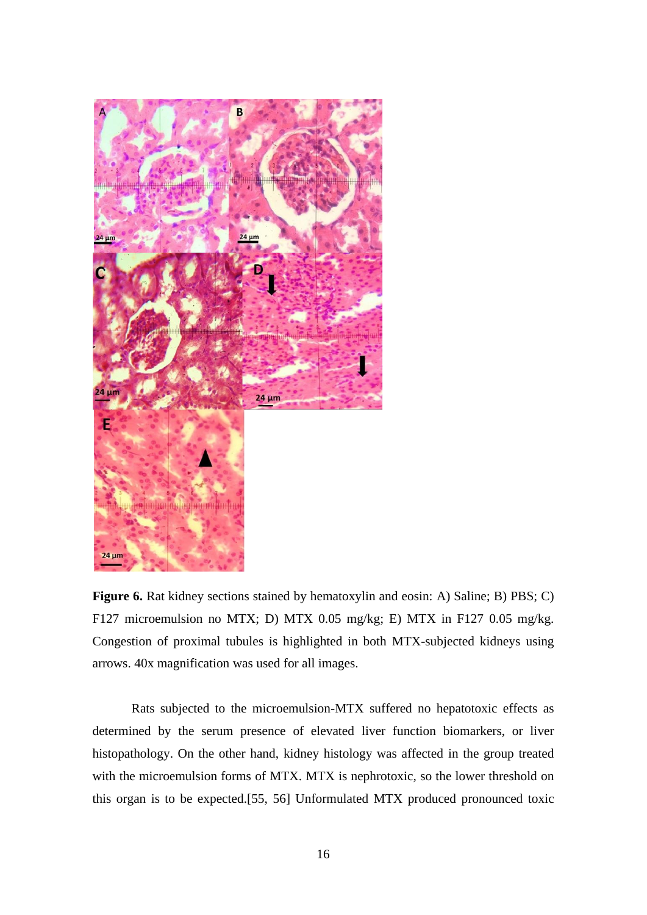**Figure 6.** Rat kidney sections stained by hematoxylin and eosin: A) Saline; B) PBS; C) F127 microemulsion no MTX; D) MTX 0.05 mg/kg; E) MTX in F127 0.05 mg/kg. Congestion of proximal tubules is highlighted in both MTX-subjected kidneys using arrows. 40x magnification was used for all images.

Rats subjected to the microemulsion-MTX suffered no hepatotoxic effects as determined by the serum presence of elevated liver function biomarkers, or liver histopathology. On the other hand, kidney histology was affected in the group treated with the microemulsion forms of MTX. MTX is nephrotoxic, so the lower threshold on this organ is to be expected.[55, 56] Unformulated MTX produced pronounced toxic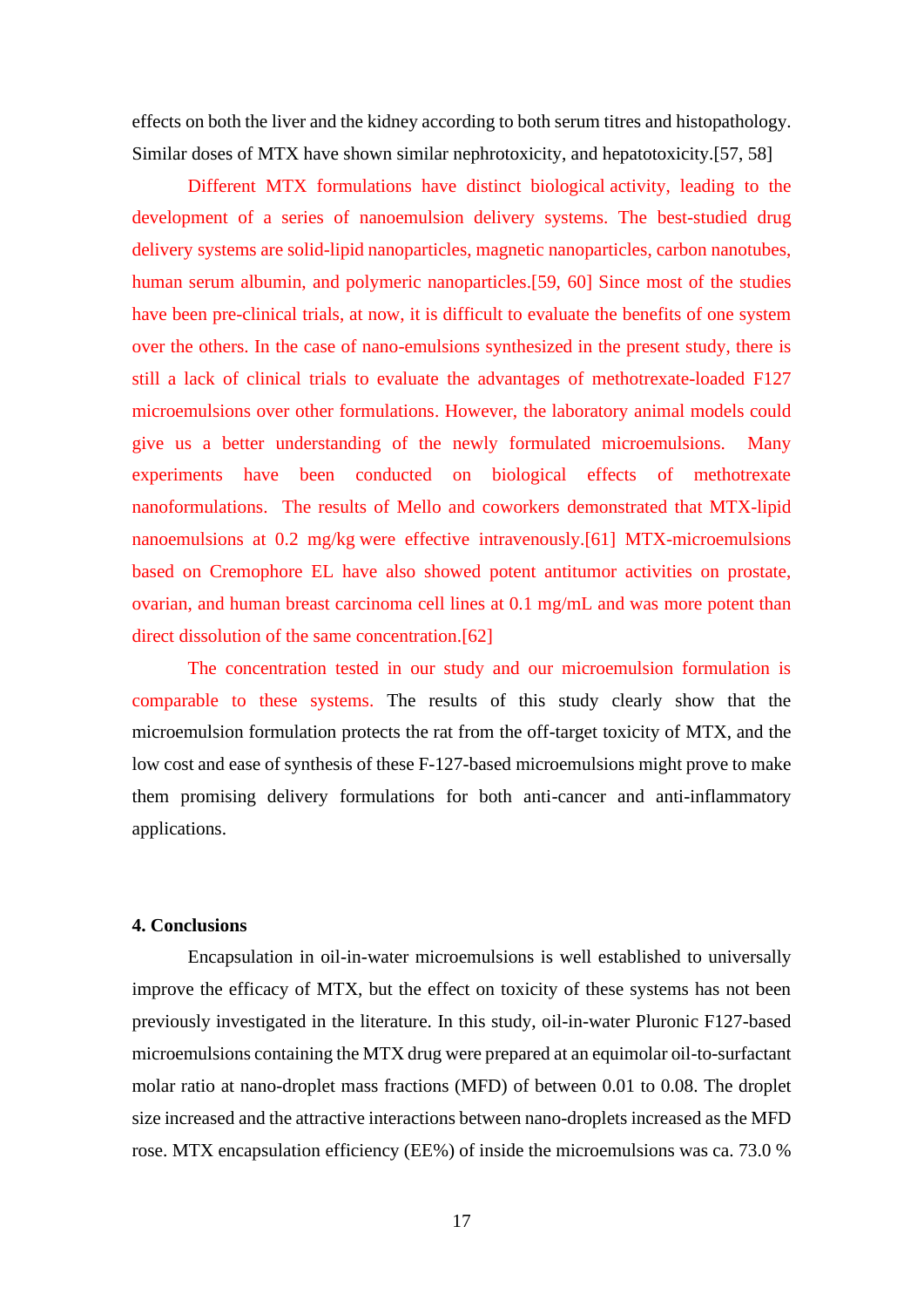effects on both the liver and the kidney according to both serum titres and histopathology. Similar doses of MTX have shown similar nephrotoxicity, and hepatotoxicity.[57, 58]

Different MTX formulations have distinct biological activity, leading to the development of a series of nanoemulsion delivery systems. The best-studied drug delivery systems are solid-lipid nanoparticles, magnetic nanoparticles, carbon nanotubes, human serum albumin, and polymeric nanoparticles.[59, 60] Since most of the studies have been pre-clinical trials, at now, it is difficult to evaluate the benefits of one system over the others. In the case of nano-emulsions synthesized in the present study, there is still a lack of clinical trials to evaluate the advantages of methotrexate-loaded F127 microemulsions over other formulations. However, the laboratory animal models could give us a better understanding of the newly formulated microemulsions. Many experiments have been conducted on biological effects of methotrexate nanoformulations. The results of Mello and coworkers demonstrated that MTX-lipid nanoemulsions at 0.2 mg/kg were effective intravenously.[61] MTX-microemulsions based on Cremophore EL have also showed potent antitumor activities on prostate, ovarian, and human breast carcinoma cell lines at 0.1 mg/mL and was more potent than direct dissolution of the same concentration.[62]

The concentration tested in our study and our microemulsion formulation is comparable to these systems. The results of this study clearly show that the microemulsion formulation protects the rat from the off-target toxicity of MTX, and the low cost and ease of synthesis of these F-127-based microemulsions might prove to make them promising delivery formulations for both anti-cancer and anti-inflammatory applications.

## 4. Conclusions

Encapsulation in oil-in-water microemulsions is well established to universally improve the efficacy of MTX, but the effect on toxicity of these systems has not been previously investigated in the literature. In this study, oil-in-water Pluronic F127-based microemulsions containing the MTX drug were prepared at an equimolar oil-to-surfactant molar ratio at nano-droplet mass fractions (MFD) of between 0.01 to 0.08. The droplet size increased and the attractive interactions between nano-droplets increased as the MFD rose. MTX encapsulation efficiency (EE%) of inside the microemulsions was ca. 73.0 %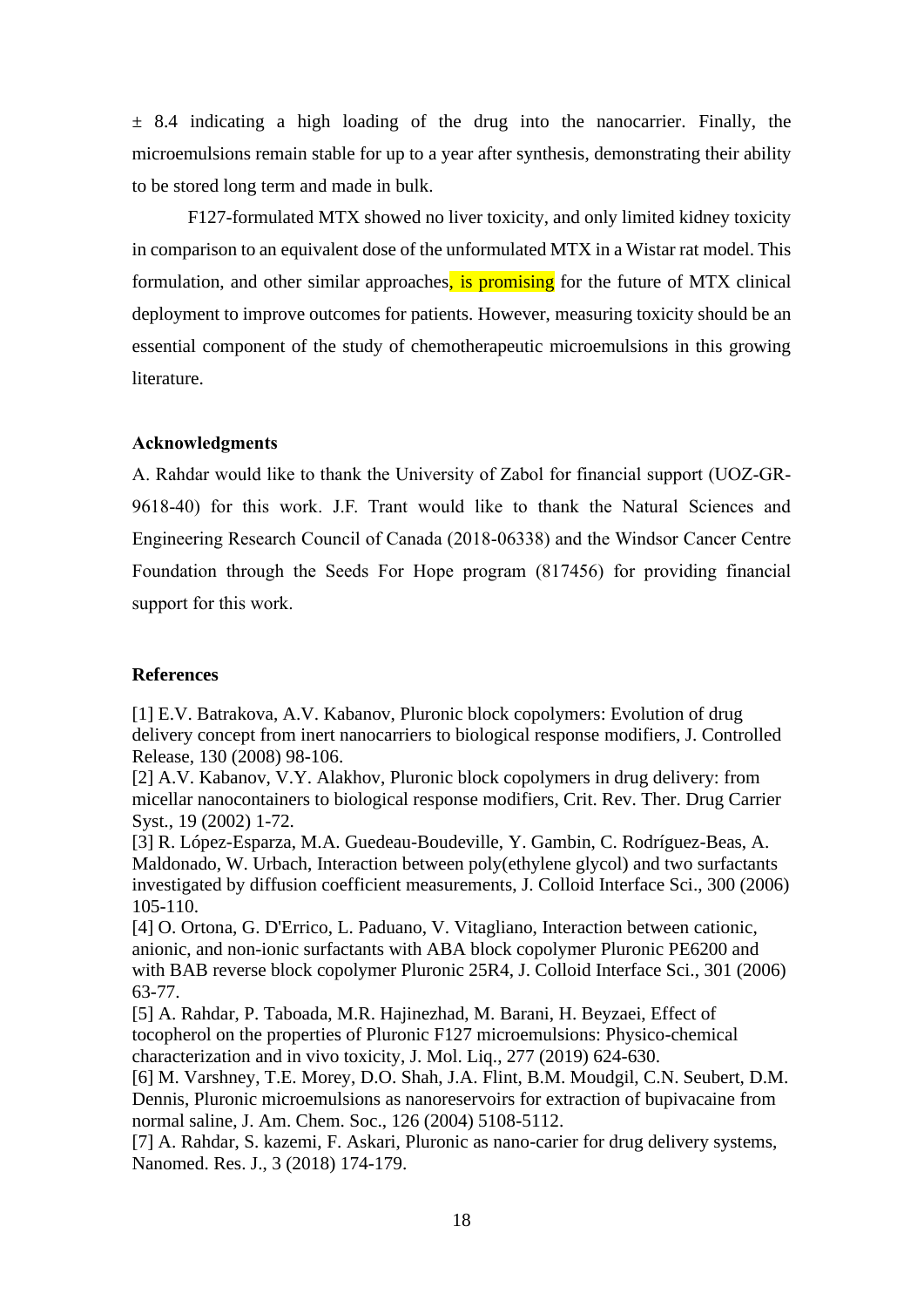± 8.4 indicating a high loading of the drug into the nanocarrier. Finally, the microemulsions remain stable for up to a year after synthesis, demonstrating their ability to be stored long term and made in bulk.

F127-formulated MTX showed no liver toxicity, and only limited kidney toxicity in comparison to an equivalent dose of the unformulated MTX in a Wistar rat model. This formulation, and other similar approaches, is promising for the future of MTX clinical deployment to improve outcomes for patients. However, measuring toxicity should be an essential component of the study of chemotherapeutic microemulsions in this growing literature.

**Acknowledgments**

A. Rahdar would like to thank the University of Zabol for financial support (UOZ-GR-9618-40) for this work. J.F. Trant would like to thank the Natural Sciences and Engineering Research Council of Canada (2018-06338) and the Windsor Cancer Centre Foundation through the Seeds For Hope program (817456) for providing financial support for this work.

**References**

[1] E.V. Batrakova, A.V. Kabanov, Pluronic block copolymers: Evolution of drug delivery concept from inert nanocarriers to biological response modifiers, J. Controlled Release, 130 (2008) 98-106.
[2] A.V. Kabanov, V.Y. Alakhov, Pluronic block copolymers in drug delivery: from micellar nanocontainers to biological response modifiers, Crit. Rev. Ther. Drug Carrier Syst., 19 (2002) 1-72.
[3] R. López-Esparza, M.A. Guedeau-Boudeville, Y. Gambin, C. Rodríguez-Beas, A. Maldonado, W. Urbach, Interaction between poly(ethylene glycol) and two surfactants investigated by diffusion coefficient measurements, J. Colloid Interface Sci., 300 (2006) 105-110.
[4] O. Ortona, G. D'Errico, L. Paduano, V. Vitagliano, Interaction between cationic, anionic, and non-ionic surfactants with ABA block copolymer Pluronic PE6200 and with BAB reverse block copolymer Pluronic 25R4, J. Colloid Interface Sci., 301 (2006) 63-77.
[5] A. Rahdar, P. Taboada, M.R. Hajinezhad, M. Barani, H. Beyzaei, Effect of tocopherol on the properties of Pluronic F127 microemulsions: Physico-chemical characterization and in vivo toxicity, J. Mol. Liq., 277 (2019) 624-630.
[6] M. Varshney, T.E. Morey, D.O. Shah, J.A. Flint, B.M. Moudgil, C.N. Seubert, D.M. Dennis, Pluronic microemulsions as nanoreservoirs for extraction of bupivacaine from normal saline, J. Am. Chem. Soc., 126 (2004) 5108-5112.
[7] A. Rahdar, S. kazemi, F. Askari, Pluronic as nano-carier for drug delivery systems, Nanomed. Res. J., 3 (2018) 174-179.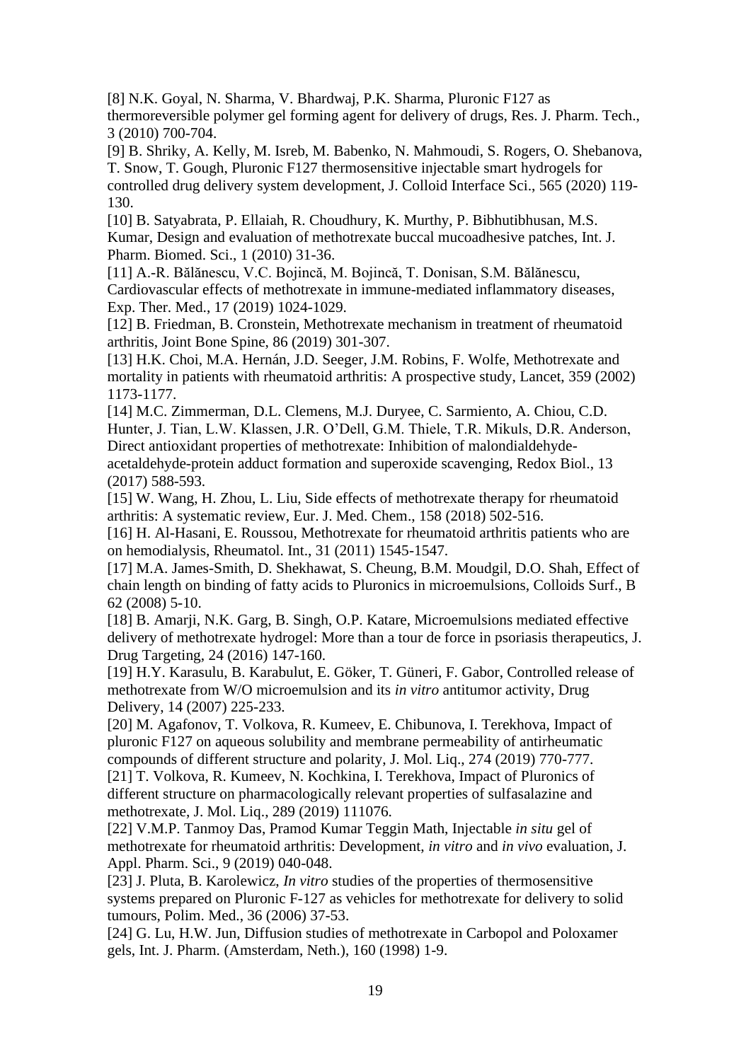[8] N.K. Goyal, N. Sharma, V. Bhardwaj, P.K. Sharma, Pluronic F127 as thermoreversible polymer gel forming agent for delivery of drugs, Res. J. Pharm. Tech., 3 (2010) 700-704.

[9] B. Shriky, A. Kelly, M. Isreb, M. Babenko, N. Mahmoudi, S. Rogers, O. Shebanova, T. Snow, T. Gough, Pluronic F127 thermosensitive injectable smart hydrogels for controlled drug delivery system development, J. Colloid Interface Sci., 565 (2020) 119-130.

[10] B. Satyabrata, P. Ellaiah, R. Choudhury, K. Murthy, P. Bibhutibhusan, M.S. Kumar, Design and evaluation of methotrexate buccal mucoadhesive patches, Int. J. Pharm. Biomed. Sci., 1 (2010) 31-36.

[11] A.-R. Bălănescu, V.C. Bojincă, M. Bojincă, T. Donisan, S.M. Bălănescu, Cardiovascular effects of methotrexate in immune-mediated inflammatory diseases, Exp. Ther. Med., 17 (2019) 1024-1029.

[12] B. Friedman, B. Cronstein, Methotrexate mechanism in treatment of rheumatoid arthritis, Joint Bone Spine, 86 (2019) 301-307.

[13] H.K. Choi, M.A. Hernán, J.D. Seeger, J.M. Robins, F. Wolfe, Methotrexate and mortality in patients with rheumatoid arthritis: A prospective study, Lancet, 359 (2002) 1173-1177.

[14] M.C. Zimmerman, D.L. Clemens, M.J. Duryee, C. Sarmiento, A. Chiou, C.D. Hunter, J. Tian, L.W. Klassen, J.R. O'Dell, G.M. Thiele, T.R. Mikuls, D.R. Anderson, Direct antioxidant properties of methotrexate: Inhibition of malondialdehyde-acetaldehyde-protein adduct formation and superoxide scavenging, Redox Biol., 13 (2017) 588-593.

[15] W. Wang, H. Zhou, L. Liu, Side effects of methotrexate therapy for rheumatoid arthritis: A systematic review, Eur. J. Med. Chem., 158 (2018) 502-516.

[16] H. Al-Hasani, E. Roussou, Methotrexate for rheumatoid arthritis patients who are on hemodialysis, Rheumatol. Int., 31 (2011) 1545-1547.

[17] M.A. James-Smith, D. Shekhawat, S. Cheung, B.M. Moudgil, D.O. Shah, Effect of chain length on binding of fatty acids to Pluronics in microemulsions, Colloids Surf., B 62 (2008) 5-10.

[18] B. Amarji, N.K. Garg, B. Singh, O.P. Katare, Microemulsions mediated effective delivery of methotrexate hydrogel: More than a tour de force in psoriasis therapeutics, J. Drug Targeting, 24 (2016) 147-160.

[19] H.Y. Karasulu, B. Karabulut, E. Göker, T. Güneri, F. Gabor, Controlled release of methotrexate from W/O microemulsion and its *in vitro* antitumor activity, Drug Delivery, 14 (2007) 225-233.

[20] M. Agafonov, T. Volkova, R. Kumeev, E. Chibunova, I. Terekhova, Impact of pluronic F127 on aqueous solubility and membrane permeability of antirheumatic compounds of different structure and polarity, J. Mol. Liq., 274 (2019) 770-777.

[21] T. Volkova, R. Kumeev, N. Kochkina, I. Terekhova, Impact of Pluronics of different structure on pharmacologically relevant properties of sulfasalazine and methotrexate, J. Mol. Liq., 289 (2019) 111076.

[22] V.M.P. Tanmoy Das, Pramod Kumar Teggin Math, Injectable *in situ* gel of methotrexate for rheumatoid arthritis: Development, *in vitro* and *in vivo* evaluation, J. Appl. Pharm. Sci., 9 (2019) 040-048.

[23] J. Pluta, B. Karolewicz, *In vitro* studies of the properties of thermosensitive systems prepared on Pluronic F-127 as vehicles for methotrexate for delivery to solid tumours, Polim. Med., 36 (2006) 37-53.

[24] G. Lu, H.W. Jun, Diffusion studies of methotrexate in Carbopol and Poloxamer gels, Int. J. Pharm. (Amsterdam, Neth.), 160 (1998) 1-9.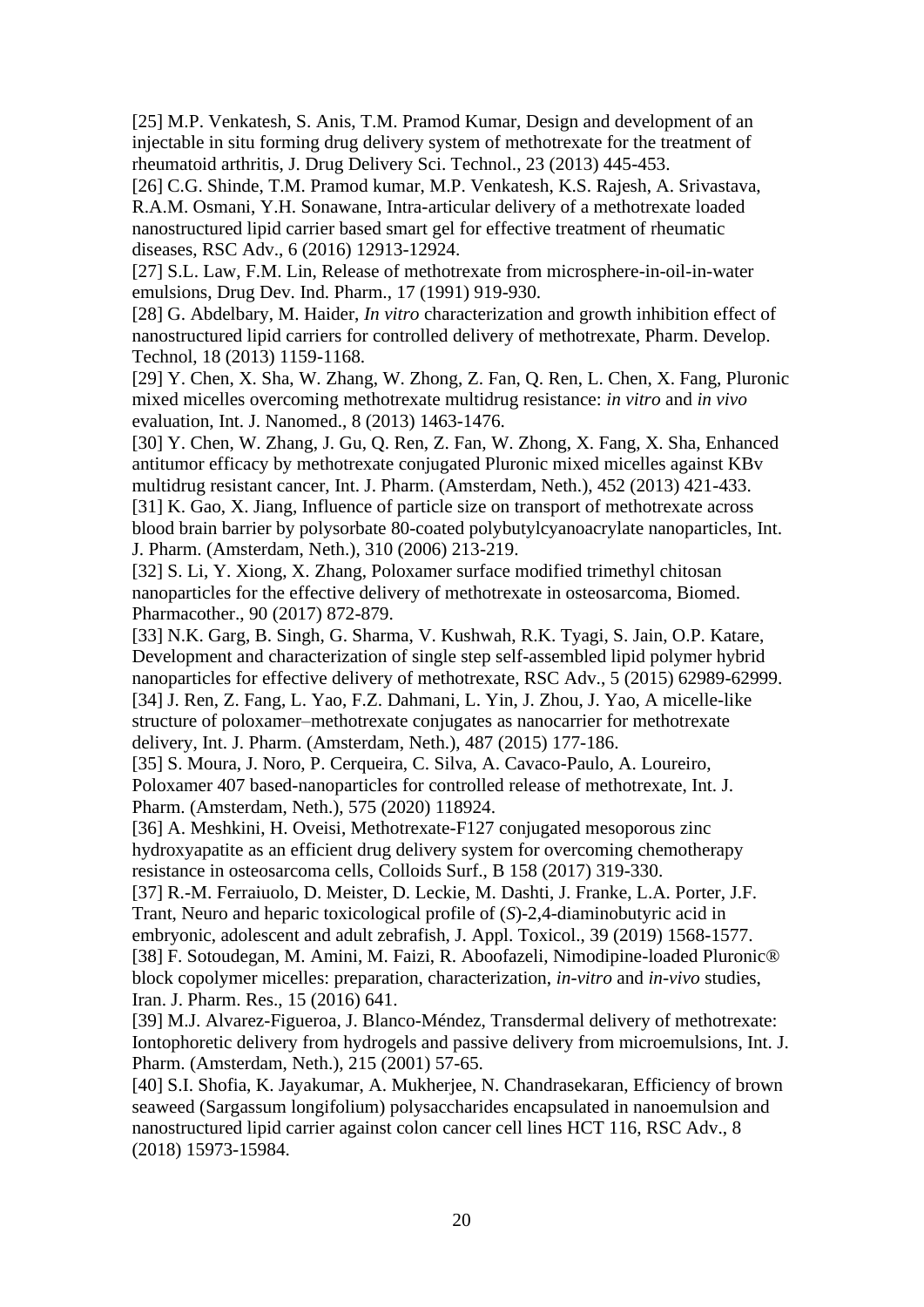[25] M.P. Venkatesh, S. Anis, T.M. Pramod Kumar, Design and development of an injectable in situ forming drug delivery system of methotrexate for the treatment of rheumatoid arthritis, J. Drug Delivery Sci. Technol., 23 (2013) 445-453.

[26] C.G. Shinde, T.M. Pramod kumar, M.P. Venkatesh, K.S. Rajesh, A. Srivastava, R.A.M. Osmani, Y.H. Sonawane, Intra-articular delivery of a methotrexate loaded nanostructured lipid carrier based smart gel for effective treatment of rheumatic diseases, RSC Adv., 6 (2016) 12913-12924.

[27] S.L. Law, F.M. Lin, Release of methotrexate from microsphere-in-oil-in-water emulsions, Drug Dev. Ind. Pharm., 17 (1991) 919-930.

[28] G. Abdelbary, M. Haider, *In vitro* characterization and growth inhibition effect of nanostructured lipid carriers for controlled delivery of methotrexate, Pharm. Develop. Technol, 18 (2013) 1159-1168.

[29] Y. Chen, X. Sha, W. Zhang, W. Zhong, Z. Fan, Q. Ren, L. Chen, X. Fang, Pluronic mixed micelles overcoming methotrexate multidrug resistance: *in vitro* and *in vivo* evaluation, Int. J. Nanomed., 8 (2013) 1463-1476.

[30] Y. Chen, W. Zhang, J. Gu, Q. Ren, Z. Fan, W. Zhong, X. Fang, X. Sha, Enhanced antitumor efficacy by methotrexate conjugated Pluronic mixed micelles against KBv multidrug resistant cancer, Int. J. Pharm. (Amsterdam, Neth.), 452 (2013) 421-433.

[31] K. Gao, X. Jiang, Influence of particle size on transport of methotrexate across blood brain barrier by polysorbate 80-coated polybutylcyanoacrylate nanoparticles, Int. J. Pharm. (Amsterdam, Neth.), 310 (2006) 213-219.

[32] S. Li, Y. Xiong, X. Zhang, Poloxamer surface modified trimethyl chitosan nanoparticles for the effective delivery of methotrexate in osteosarcoma, Biomed. Pharmacother., 90 (2017) 872-879.

[33] N.K. Garg, B. Singh, G. Sharma, V. Kushwah, R.K. Tyagi, S. Jain, O.P. Katare, Development and characterization of single step self-assembled lipid polymer hybrid nanoparticles for effective delivery of methotrexate, RSC Adv., 5 (2015) 62989-62999.

[34] J. Ren, Z. Fang, L. Yao, F.Z. Dahmani, L. Yin, J. Zhou, J. Yao, A micelle-like structure of poloxamer–methotrexate conjugates as nanocarrier for methotrexate delivery, Int. J. Pharm. (Amsterdam, Neth.), 487 (2015) 177-186.

[35] S. Moura, J. Noro, P. Cerqueira, C. Silva, A. Cavaco-Paulo, A. Loureiro, Poloxamer 407 based-nanoparticles for controlled release of methotrexate, Int. J. Pharm. (Amsterdam, Neth.), 575 (2020) 118924.

[36] A. Meshkini, H. Oveisi, Methotrexate-F127 conjugated mesoporous zinc hydroxyapatite as an efficient drug delivery system for overcoming chemotherapy resistance in osteosarcoma cells, Colloids Surf., B 158 (2017) 319-330.

[37] R.-M. Ferraiuolo, D. Meister, D. Leckie, M. Dashti, J. Franke, L.A. Porter, J.F. Trant, Neuro and heparic toxicological profile of (*S*)-2,4-diaminobutyric acid in embryonic, adolescent and adult zebrafish, J. Appl. Toxicol., 39 (2019) 1568-1577.

[38] F. Sotoudegan, M. Amini, M. Faizi, R. Aboofazeli, Nimodipine-loaded Pluronic® block copolymer micelles: preparation, characterization, *in-vitro* and *in-vivo* studies, Iran. J. Pharm. Res., 15 (2016) 641.

[39] M.J. Alvarez-Figueroa, J. Blanco-Méndez, Transdermal delivery of methotrexate: Iontophoretic delivery from hydrogels and passive delivery from microemulsions, Int. J. Pharm. (Amsterdam, Neth.), 215 (2001) 57-65.

[40] S.I. Shofia, K. Jayakumar, A. Mukherjee, N. Chandrasekaran, Efficiency of brown seaweed (Sargassum longifolium) polysaccharides encapsulated in nanoemulsion and nanostructured lipid carrier against colon cancer cell lines HCT 116, RSC Adv., 8 (2018) 15973-15984.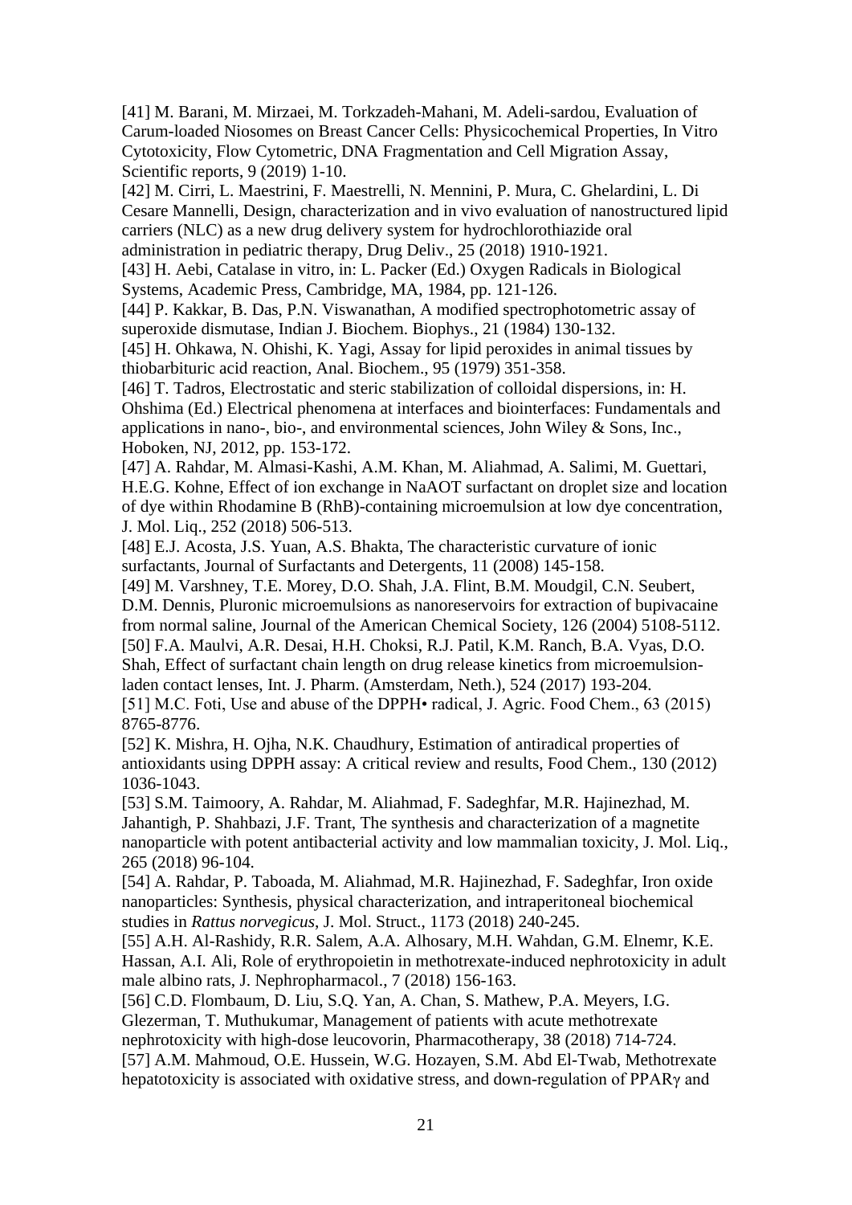[41] M. Barani, M. Mirzaei, M. Torkzadeh-Mahani, M. Adeli-sardou, Evaluation of Carum-loaded Niosomes on Breast Cancer Cells: Physicochemical Properties, In Vitro Cytotoxicity, Flow Cytometric, DNA Fragmentation and Cell Migration Assay, Scientific reports, 9 (2019) 1-10.

[42] M. Cirri, L. Maestrini, F. Maestrelli, N. Mennini, P. Mura, C. Ghelardini, L. Di Cesare Mannelli, Design, characterization and in vivo evaluation of nanostructured lipid carriers (NLC) as a new drug delivery system for hydrochlorothiazide oral administration in pediatric therapy, Drug Deliv., 25 (2018) 1910-1921.

[43] H. Aebi, Catalase in vitro, in: L. Packer (Ed.) Oxygen Radicals in Biological Systems, Academic Press, Cambridge, MA, 1984, pp. 121-126.

[44] P. Kakkar, B. Das, P.N. Viswanathan, A modified spectrophotometric assay of superoxide dismutase, Indian J. Biochem. Biophys., 21 (1984) 130-132.

[45] H. Ohkawa, N. Ohishi, K. Yagi, Assay for lipid peroxides in animal tissues by thiobarbituric acid reaction, Anal. Biochem., 95 (1979) 351-358.

[46] T. Tadros, Electrostatic and steric stabilization of colloidal dispersions, in: H. Ohshima (Ed.) Electrical phenomena at interfaces and biointerfaces: Fundamentals and applications in nano-, bio-, and environmental sciences, John Wiley & Sons, Inc., Hoboken, NJ, 2012, pp. 153-172.

[47] A. Rahdar, M. Almasi-Kashi, A.M. Khan, M. Aliahmad, A. Salimi, M. Guettari, H.E.G. Kohne, Effect of ion exchange in NaAOT surfactant on droplet size and location of dye within Rhodamine B (RhB)-containing microemulsion at low dye concentration, J. Mol. Liq., 252 (2018) 506-513.

[48] E.J. Acosta, J.S. Yuan, A.S. Bhakta, The characteristic curvature of ionic surfactants, Journal of Surfactants and Detergents, 11 (2008) 145-158.

[49] M. Varshney, T.E. Morey, D.O. Shah, J.A. Flint, B.M. Moudgil, C.N. Seubert, D.M. Dennis, Pluronic microemulsions as nanoreservoirs for extraction of bupivacaine from normal saline, Journal of the American Chemical Society, 126 (2004) 5108-5112.

[50] F.A. Maulvi, A.R. Desai, H.H. Choksi, R.J. Patil, K.M. Ranch, B.A. Vyas, D.O. Shah, Effect of surfactant chain length on drug release kinetics from microemulsion-laden contact lenses, Int. J. Pharm. (Amsterdam, Neth.), 524 (2017) 193-204.

[51] M.C. Foti, Use and abuse of the DPPH• radical, J. Agric. Food Chem., 63 (2015) 8765-8776.

[52] K. Mishra, H. Ojha, N.K. Chaudhury, Estimation of antiradical properties of antioxidants using DPPH assay: A critical review and results, Food Chem., 130 (2012) 1036-1043.

[53] S.M. Taimoory, A. Rahdar, M. Aliahmad, F. Sadeghfar, M.R. Hajinezhad, M. Jahantigh, P. Shahbazi, J.F. Trant, The synthesis and characterization of a magnetite nanoparticle with potent antibacterial activity and low mammalian toxicity, J. Mol. Liq., 265 (2018) 96-104.

[54] A. Rahdar, P. Taboada, M. Aliahmad, M.R. Hajinezhad, F. Sadeghfar, Iron oxide nanoparticles: Synthesis, physical characterization, and intraperitoneal biochemical studies in *Rattus norvegicus*, J. Mol. Struct., 1173 (2018) 240-245.

[55] A.H. Al-Rashidy, R.R. Salem, A.A. Alhosary, M.H. Wahdan, G.M. Elnemr, K.E. Hassan, A.I. Ali, Role of erythropoietin in methotrexate-induced nephrotoxicity in adult male albino rats, J. Nephropharmacol., 7 (2018) 156-163.

[56] C.D. Flombaum, D. Liu, S.Q. Yan, A. Chan, S. Mathew, P.A. Meyers, I.G. Glezerman, T. Muthukumar, Management of patients with acute methotrexate nephrotoxicity with high-dose leucovorin, Pharmacotherapy, 38 (2018) 714-724.

[57] A.M. Mahmoud, O.E. Hussein, W.G. Hozayen, S.M. Abd El-Twab, Methotrexate hepatotoxicity is associated with oxidative stress, and down-regulation of PPARγ and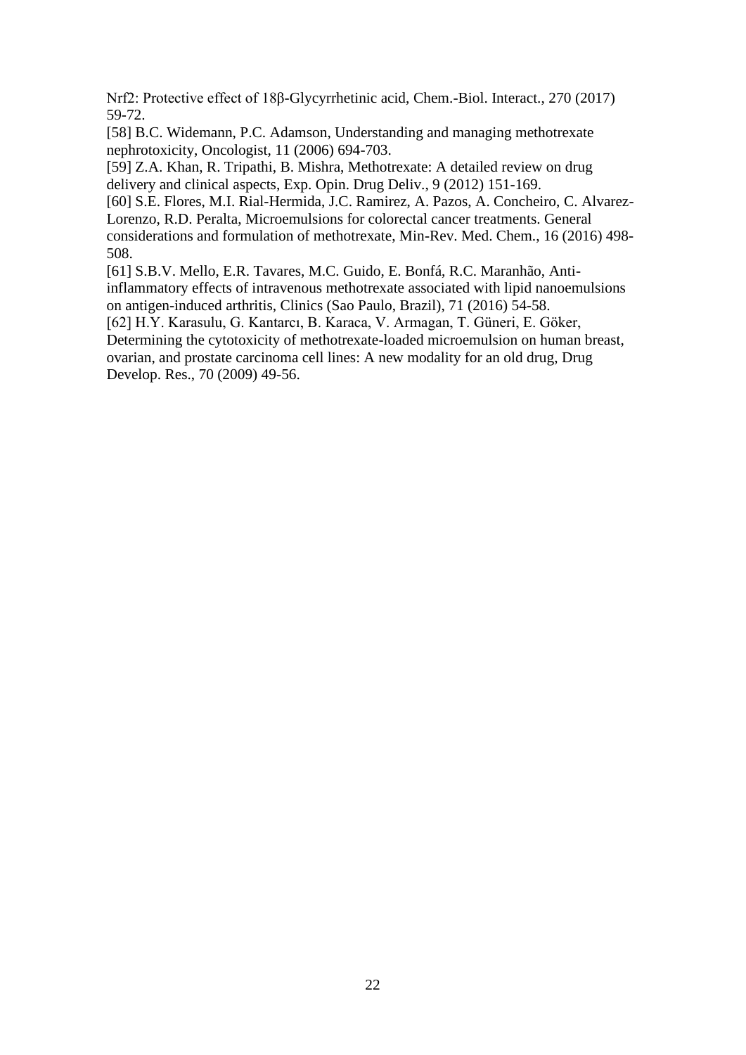Nrf2: Protective effect of 18β-Glycyrrhetinic acid, Chem.-Biol. Interact., 270 (2017) 59-72.

[58] B.C. Widemann, P.C. Adamson, Understanding and managing methotrexate nephrotoxicity, Oncologist, 11 (2006) 694-703.

[59] Z.A. Khan, R. Tripathi, B. Mishra, Methotrexate: A detailed review on drug delivery and clinical aspects, Exp. Opin. Drug Deliv., 9 (2012) 151-169.

[60] S.E. Flores, M.I. Rial-Hermida, J.C. Ramirez, A. Pazos, A. Concheiro, C. Alvarez-Lorenzo, R.D. Peralta, Microemulsions for colorectal cancer treatments. General considerations and formulation of methotrexate, Min-Rev. Med. Chem., 16 (2016) 498-508.

[61] S.B.V. Mello, E.R. Tavares, M.C. Guido, E. Bonfá, R.C. Maranhão, Anti-inflammatory effects of intravenous methotrexate associated with lipid nanoemulsions on antigen-induced arthritis, Clinics (Sao Paulo, Brazil), 71 (2016) 54-58.

[62] H.Y. Karasulu, G. Kantarcı, B. Karaca, V. Armagan, T. Güneri, E. Göker, Determining the cytotoxicity of methotrexate-loaded microemulsion on human breast, ovarian, and prostate carcinoma cell lines: A new modality for an old drug, Drug Develop. Res., 70 (2009) 49-56.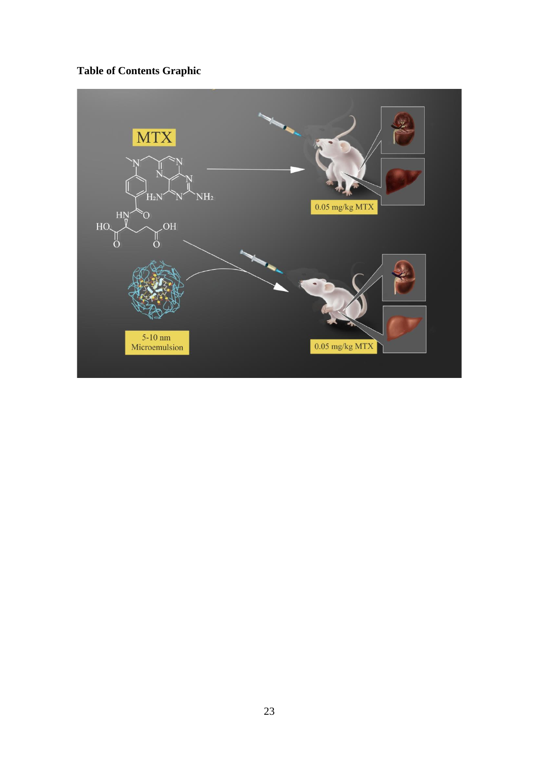**Table of Contents Graphic**

MTX

5-10 nm
Microemulsion

0.05 mg/kg MTX

0.05 mg/kg MTX